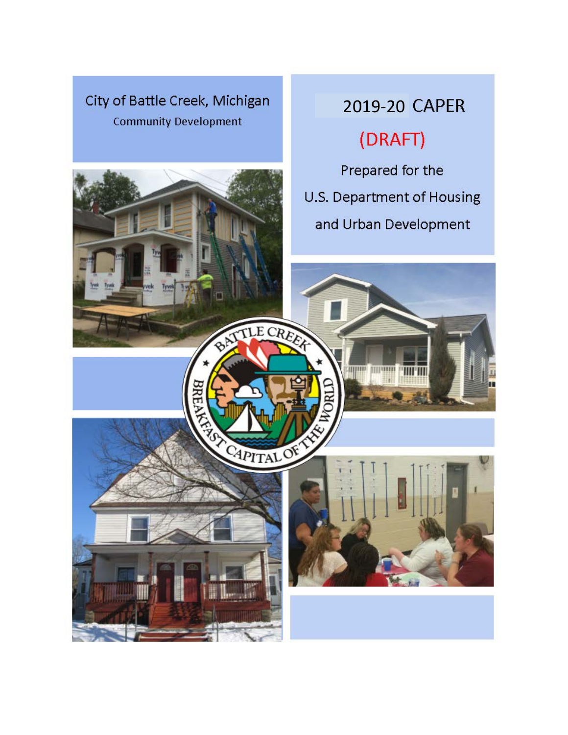City of Battle Creek, Michigan

Community Development

# 2019-20 CAPER

## (DRAFT)

Prepared for the

U.S. Department of Housing and Urban Development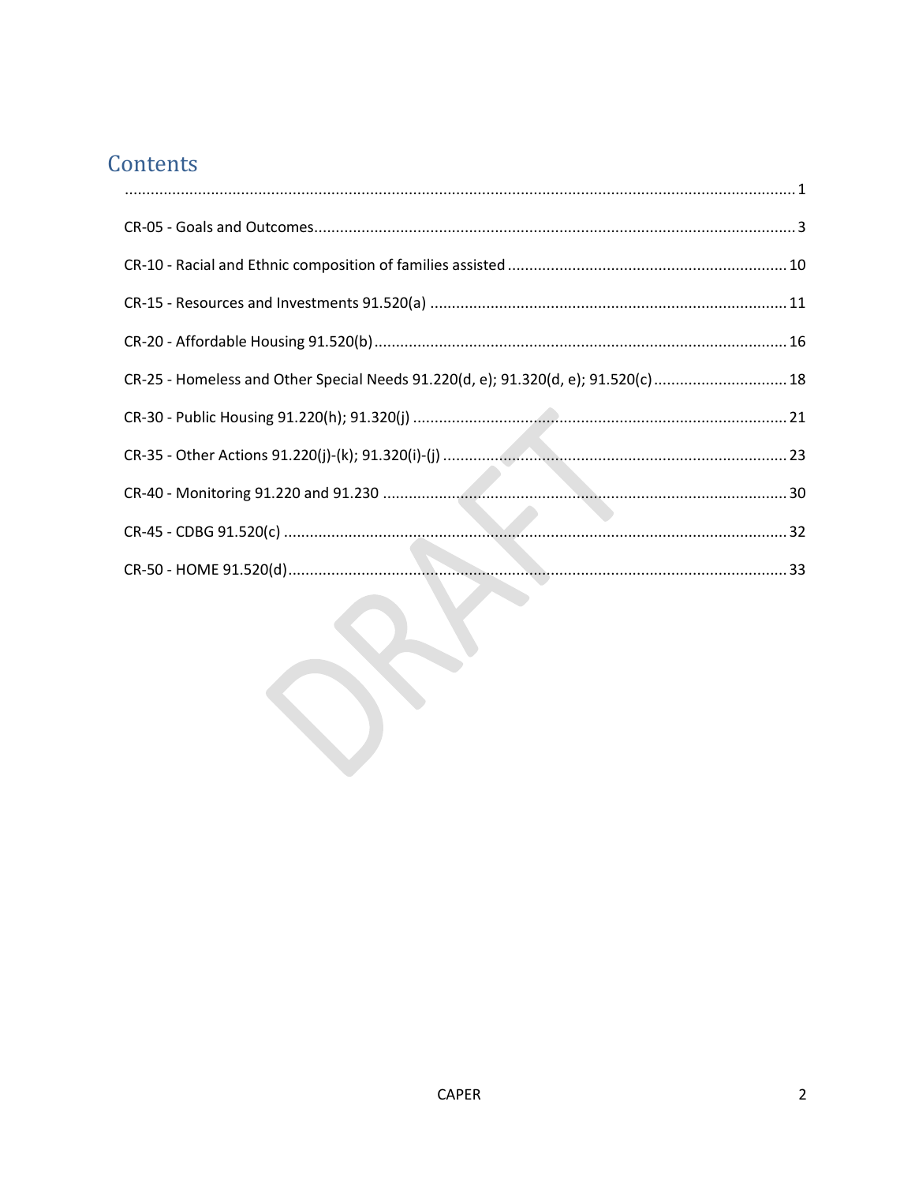# Contents

.......................................................................................................................................................... 1

CR-05 - Goals and Outcomes............................................................................................................... 3

CR-10 - Racial and Ethnic composition of families assisted ................................................................ 10

CR-15 - Resources and Investments 91.520(a) .................................................................................. 11

CR-20 - Affordable Housing 91.520(b)............................................................................................... 16

CR-25 - Homeless and Other Special Needs 91.220(d, e); 91.320(d, e); 91.520(c)............................... 18

CR-30 - Public Housing 91.220(h); 91.320(j) ...................................................................................... 21

CR-35 - Other Actions 91.220(j)-(k); 91.320(i)-(j) ............................................................................... 23

CR-40 - Monitoring 91.220 and 91.230 ............................................................................................. 30

CR-45 - CDBG 91.520(c) .................................................................................................................... 32

CR-50 - HOME 91.520(d).................................................................................................................... 33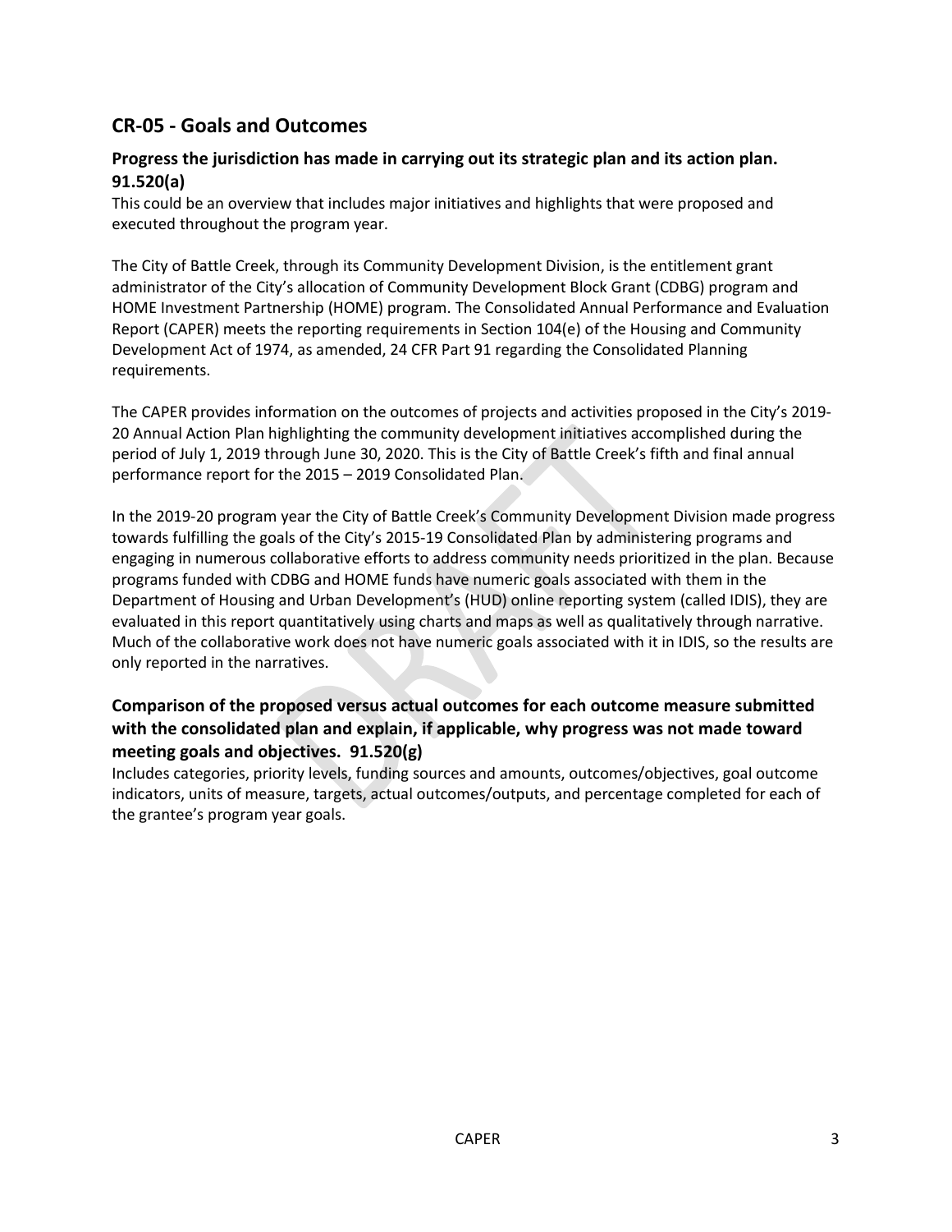## CR-05 - Goals and Outcomes

### Progress the jurisdiction has made in carrying out its strategic plan and its action plan. 91.520(a)

This could be an overview that includes major initiatives and highlights that were proposed and executed throughout the program year.

The City of Battle Creek, through its Community Development Division, is the entitlement grant administrator of the City's allocation of Community Development Block Grant (CDBG) program and HOME Investment Partnership (HOME) program. The Consolidated Annual Performance and Evaluation Report (CAPER) meets the reporting requirements in Section 104(e) of the Housing and Community Development Act of 1974, as amended, 24 CFR Part 91 regarding the Consolidated Planning requirements.

The CAPER provides information on the outcomes of projects and activities proposed in the City's 2019-20 Annual Action Plan highlighting the community development initiatives accomplished during the period of July 1, 2019 through June 30, 2020. This is the City of Battle Creek's fifth and final annual performance report for the 2015 – 2019 Consolidated Plan.

In the 2019-20 program year the City of Battle Creek's Community Development Division made progress towards fulfilling the goals of the City's 2015-19 Consolidated Plan by administering programs and engaging in numerous collaborative efforts to address community needs prioritized in the plan. Because programs funded with CDBG and HOME funds have numeric goals associated with them in the Department of Housing and Urban Development's (HUD) online reporting system (called IDIS), they are evaluated in this report quantitatively using charts and maps as well as qualitatively through narrative. Much of the collaborative work does not have numeric goals associated with it in IDIS, so the results are only reported in the narratives.

### Comparison of the proposed versus actual outcomes for each outcome measure submitted with the consolidated plan and explain, if applicable, why progress was not made toward meeting goals and objectives. 91.520(g)

Includes categories, priority levels, funding sources and amounts, outcomes/objectives, goal outcome indicators, units of measure, targets, actual outcomes/outputs, and percentage completed for each of the grantee's program year goals.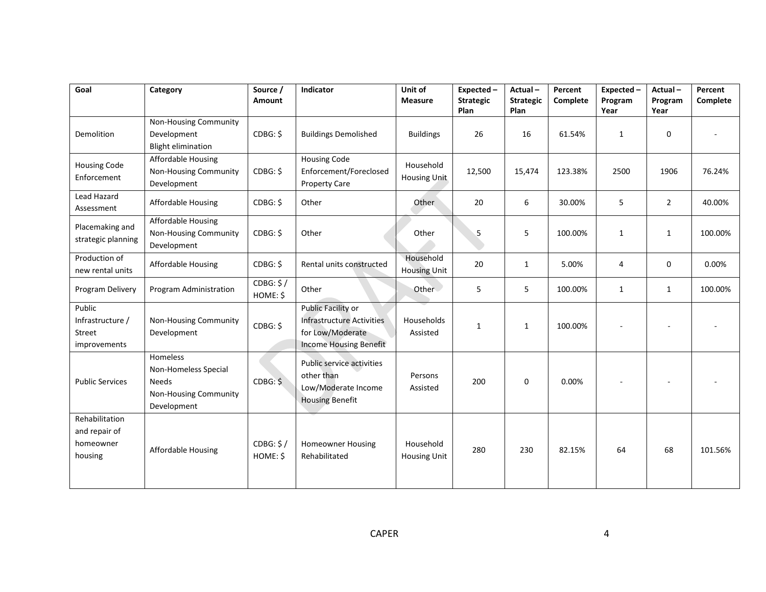| Goal | Category | Source / Amount | Indicator | Unit of Measure | Expected – Strategic Plan | Actual – Strategic Plan | Percent Complete | Expected – Program Year | Actual – Program Year | Percent Complete |
|---|---|---|---|---|---|---|---|---|---|---|
| Demolition | Non-Housing Community Development<br>Blight elimination | CDBG: $ | Buildings Demolished | Buildings | 26 | 16 | 61.54% | 1 | 0 | - |
| Housing Code Enforcement | Affordable Housing<br>Non-Housing Community Development | CDBG: $ | Housing Code Enforcement/Foreclosed Property Care | Household Housing Unit | 12,500 | 15,474 | 123.38% | 2500 | 1906 | 76.24% |
| Lead Hazard Assessment | Affordable Housing | CDBG: $ | Other | Other | 20 | 6 | 30.00% | 5 | 2 | 40.00% |
| Placemaking and strategic planning | Affordable Housing<br>Non-Housing Community Development | CDBG: $ | Other | Other | 5 | 5 | 100.00% | 1 | 1 | 100.00% |
| Production of new rental units | Affordable Housing | CDBG: $ | Rental units constructed | Household Housing Unit | 20 | 1 | 5.00% | 4 | 0 | 0.00% |
| Program Delivery | Program Administration | CDBG: $ / HOME: $ | Other | Other | 5 | 5 | 100.00% | 1 | 1 | 100.00% |
| Public Infrastructure / Street improvements | Non-Housing Community Development | CDBG: $ | Public Facility or Infrastructure Activities for Low/Moderate Income Housing Benefit | Households Assisted | 1 | 1 | 100.00% | - | - | - |
| Public Services | Homeless<br>Non-Homeless Special Needs<br>Non-Housing Community Development | CDBG: $ | Public service activities other than Low/Moderate Income Housing Benefit | Persons Assisted | 200 | 0 | 0.00% | - | - | - |
| Rehabilitation and repair of homeowner housing | Affordable Housing | CDBG: $ / HOME: $ | Homeowner Housing Rehabilitated | Household Housing Unit | 280 | 230 | 82.15% | 64 | 68 | 101.56% |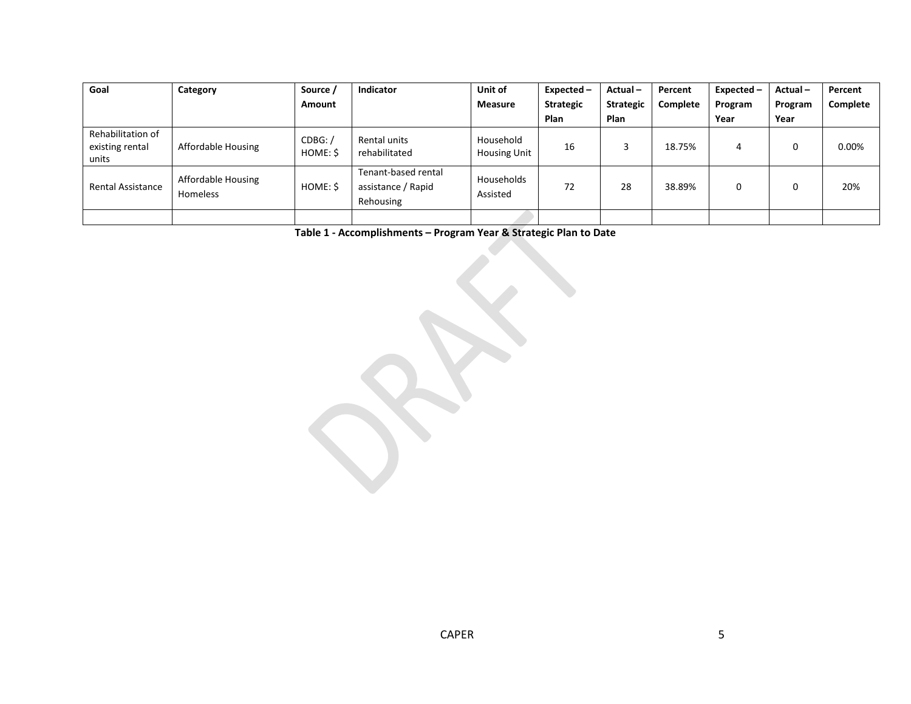| Goal | Category | Source / Amount | Indicator | Unit of Measure | Expected – Strategic Plan | Actual – Strategic Plan | Percent Complete | Expected – Program Year | Actual – Program Year | Percent Complete |
|---|---|---|---|---|---|---|---|---|---|---|
| Rehabilitation of existing rental units | Affordable Housing | CDBG: / HOME: $ | Rental units rehabilitated | Household Housing Unit | 16 | 3 | 18.75% | 4 | 0 | 0.00% |
| Rental Assistance | Affordable Housing Homeless | HOME: $ | Tenant-based rental assistance / Rapid Rehousing | Households Assisted | 72 | 28 | 38.89% | 0 | 0 | 20% |
| | | | | | | | | | | |

**Table 1 - Accomplishments – Program Year & Strategic Plan to Date**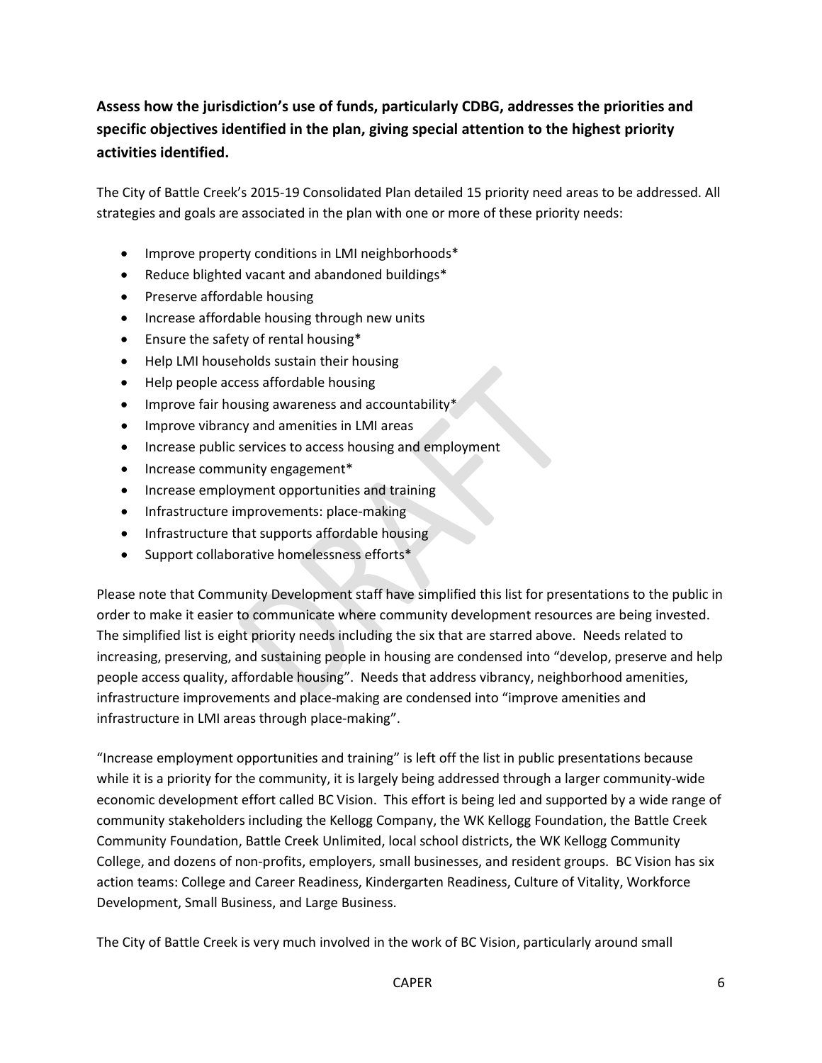**Assess how the jurisdiction's use of funds, particularly CDBG, addresses the priorities and specific objectives identified in the plan, giving special attention to the highest priority activities identified.**

The City of Battle Creek's 2015-19 Consolidated Plan detailed 15 priority need areas to be addressed. All strategies and goals are associated in the plan with one or more of these priority needs:

- Improve property conditions in LMI neighborhoods*
- Reduce blighted vacant and abandoned buildings*
- Preserve affordable housing
- Increase affordable housing through new units
- Ensure the safety of rental housing*
- Help LMI households sustain their housing
- Help people access affordable housing
- Improve fair housing awareness and accountability*
- Improve vibrancy and amenities in LMI areas
- Increase public services to access housing and employment
- Increase community engagement*
- Increase employment opportunities and training
- Infrastructure improvements: place-making
- Infrastructure that supports affordable housing
- Support collaborative homelessness efforts*

Please note that Community Development staff have simplified this list for presentations to the public in order to make it easier to communicate where community development resources are being invested. The simplified list is eight priority needs including the six that are starred above. Needs related to increasing, preserving, and sustaining people in housing are condensed into "develop, preserve and help people access quality, affordable housing". Needs that address vibrancy, neighborhood amenities, infrastructure improvements and place-making are condensed into "improve amenities and infrastructure in LMI areas through place-making".

"Increase employment opportunities and training" is left off the list in public presentations because while it is a priority for the community, it is largely being addressed through a larger community-wide economic development effort called BC Vision. This effort is being led and supported by a wide range of community stakeholders including the Kellogg Company, the WK Kellogg Foundation, the Battle Creek Community Foundation, Battle Creek Unlimited, local school districts, the WK Kellogg Community College, and dozens of non-profits, employers, small businesses, and resident groups. BC Vision has six action teams: College and Career Readiness, Kindergarten Readiness, Culture of Vitality, Workforce Development, Small Business, and Large Business.

The City of Battle Creek is very much involved in the work of BC Vision, particularly around small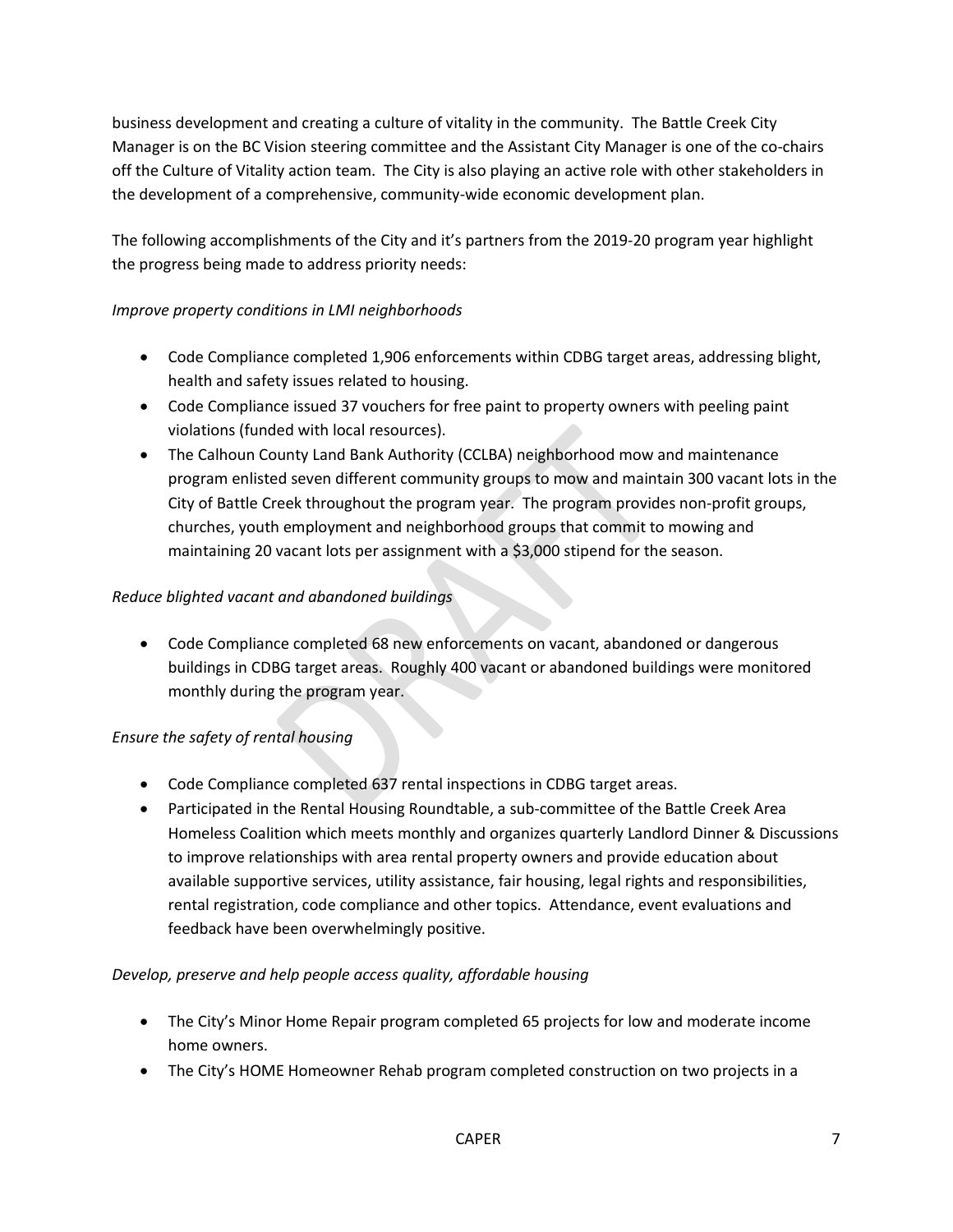business development and creating a culture of vitality in the community. The Battle Creek City Manager is on the BC Vision steering committee and the Assistant City Manager is one of the co-chairs off the Culture of Vitality action team. The City is also playing an active role with other stakeholders in the development of a comprehensive, community-wide economic development plan.

The following accomplishments of the City and it's partners from the 2019-20 program year highlight the progress being made to address priority needs:

*Improve property conditions in LMI neighborhoods*

- Code Compliance completed 1,906 enforcements within CDBG target areas, addressing blight, health and safety issues related to housing.
- Code Compliance issued 37 vouchers for free paint to property owners with peeling paint violations (funded with local resources).
- The Calhoun County Land Bank Authority (CCLBA) neighborhood mow and maintenance program enlisted seven different community groups to mow and maintain 300 vacant lots in the City of Battle Creek throughout the program year. The program provides non-profit groups, churches, youth employment and neighborhood groups that commit to mowing and maintaining 20 vacant lots per assignment with a $3,000 stipend for the season.

*Reduce blighted vacant and abandoned buildings*

- Code Compliance completed 68 new enforcements on vacant, abandoned or dangerous buildings in CDBG target areas. Roughly 400 vacant or abandoned buildings were monitored monthly during the program year.

*Ensure the safety of rental housing*

- Code Compliance completed 637 rental inspections in CDBG target areas.
- Participated in the Rental Housing Roundtable, a sub-committee of the Battle Creek Area Homeless Coalition which meets monthly and organizes quarterly Landlord Dinner & Discussions to improve relationships with area rental property owners and provide education about available supportive services, utility assistance, fair housing, legal rights and responsibilities, rental registration, code compliance and other topics. Attendance, event evaluations and feedback have been overwhelmingly positive.

*Develop, preserve and help people access quality, affordable housing*

- The City's Minor Home Repair program completed 65 projects for low and moderate income home owners.
- The City's HOME Homeowner Rehab program completed construction on two projects in a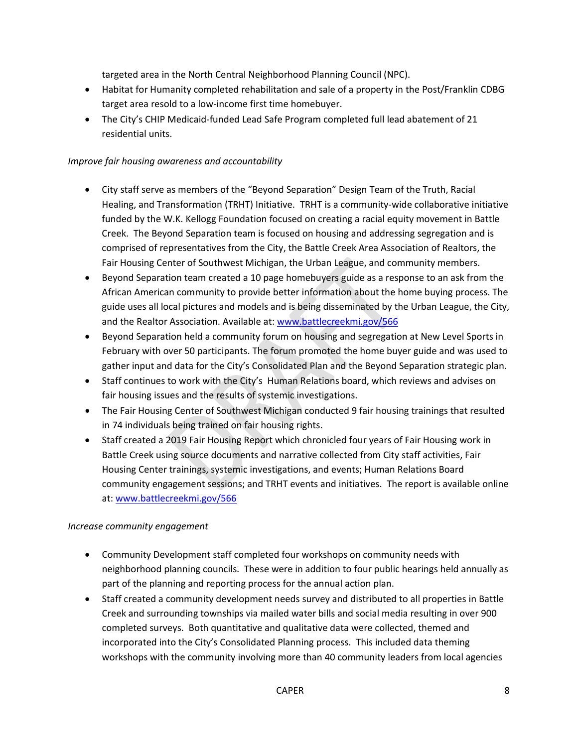targeted area in the North Central Neighborhood Planning Council (NPC).

- Habitat for Humanity completed rehabilitation and sale of a property in the Post/Franklin CDBG target area resold to a low-income first time homebuyer.
- The City's CHIP Medicaid-funded Lead Safe Program completed full lead abatement of 21 residential units.

*Improve fair housing awareness and accountability*

- City staff serve as members of the "Beyond Separation" Design Team of the Truth, Racial Healing, and Transformation (TRHT) Initiative. TRHT is a community-wide collaborative initiative funded by the W.K. Kellogg Foundation focused on creating a racial equity movement in Battle Creek. The Beyond Separation team is focused on housing and addressing segregation and is comprised of representatives from the City, the Battle Creek Area Association of Realtors, the Fair Housing Center of Southwest Michigan, the Urban League, and community members.
- Beyond Separation team created a 10 page homebuyers guide as a response to an ask from the African American community to provide better information about the home buying process. The guide uses all local pictures and models and is being disseminated by the Urban League, the City, and the Realtor Association. Available at: [www.battlecreekmi.gov/566](www.battlecreekmi.gov/566)
- Beyond Separation held a community forum on housing and segregation at New Level Sports in February with over 50 participants. The forum promoted the home buyer guide and was used to gather input and data for the City's Consolidated Plan and the Beyond Separation strategic plan.
- Staff continues to work with the City's Human Relations board, which reviews and advises on fair housing issues and the results of systemic investigations.
- The Fair Housing Center of Southwest Michigan conducted 9 fair housing trainings that resulted in 74 individuals being trained on fair housing rights.
- Staff created a 2019 Fair Housing Report which chronicled four years of Fair Housing work in Battle Creek using source documents and narrative collected from City staff activities, Fair Housing Center trainings, systemic investigations, and events; Human Relations Board community engagement sessions; and TRHT events and initiatives. The report is available online at: [www.battlecreekmi.gov/566](www.battlecreekmi.gov/566)

*Increase community engagement*

- Community Development staff completed four workshops on community needs with neighborhood planning councils. These were in addition to four public hearings held annually as part of the planning and reporting process for the annual action plan.
- Staff created a community development needs survey and distributed to all properties in Battle Creek and surrounding townships via mailed water bills and social media resulting in over 900 completed surveys. Both quantitative and qualitative data were collected, themed and incorporated into the City's Consolidated Planning process. This included data theming workshops with the community involving more than 40 community leaders from local agencies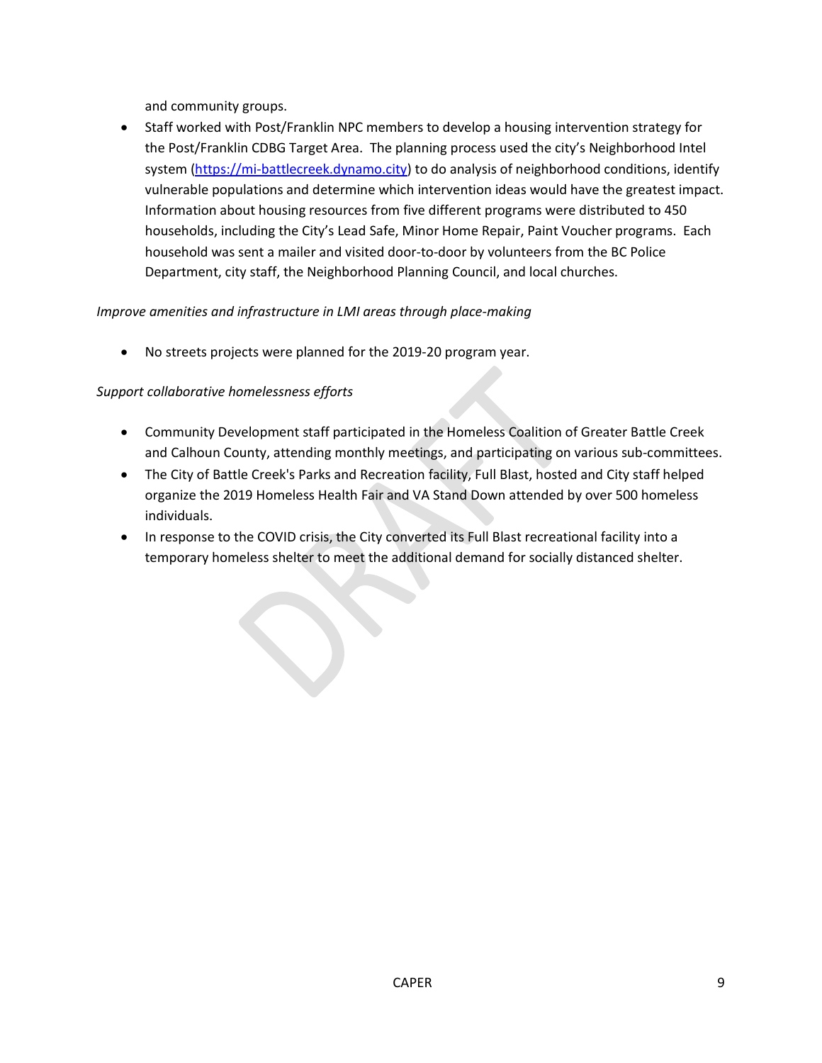and community groups.

- Staff worked with Post/Franklin NPC members to develop a housing intervention strategy for the Post/Franklin CDBG Target Area. The planning process used the city's Neighborhood Intel system ([https://mi-battlecreek.dynamo.city](https://mi-battlecreek.dynamo.city)) to do analysis of neighborhood conditions, identify vulnerable populations and determine which intervention ideas would have the greatest impact. Information about housing resources from five different programs were distributed to 450 households, including the City's Lead Safe, Minor Home Repair, Paint Voucher programs. Each household was sent a mailer and visited door-to-door by volunteers from the BC Police Department, city staff, the Neighborhood Planning Council, and local churches.

*Improve amenities and infrastructure in LMI areas through place-making*

- No streets projects were planned for the 2019-20 program year.

*Support collaborative homelessness efforts*

- Community Development staff participated in the Homeless Coalition of Greater Battle Creek and Calhoun County, attending monthly meetings, and participating on various sub-committees.
- The City of Battle Creek's Parks and Recreation facility, Full Blast, hosted and City staff helped organize the 2019 Homeless Health Fair and VA Stand Down attended by over 500 homeless individuals.
- In response to the COVID crisis, the City converted its Full Blast recreational facility into a temporary homeless shelter to meet the additional demand for socially distanced shelter.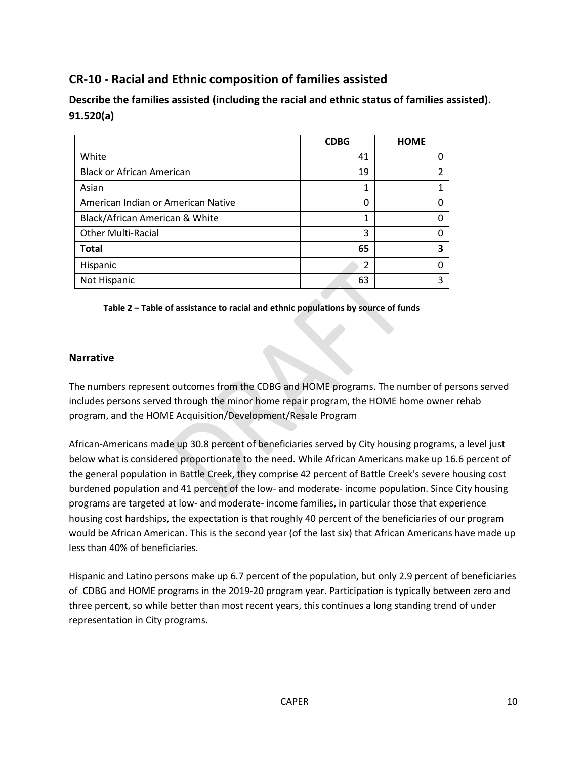## CR-10 - Racial and Ethnic composition of families assisted

**Describe the families assisted (including the racial and ethnic status of families assisted). 91.520(a)**

| | CDBG | HOME |
|---|---|---|
| White | 41 | 0 |
| Black or African American | 19 | 2 |
| Asian | 1 | 1 |
| American Indian or American Native | 0 | 0 |
| Black/African American & White | 1 | 0 |
| Other Multi-Racial | 3 | 0 |
| **Total** | **65** | **3** |
| Hispanic | 2 | 0 |
| Not Hispanic | 63 | 3 |

**Table 2 – Table of assistance to racial and ethnic populations by source of funds**

### Narrative

The numbers represent outcomes from the CDBG and HOME programs. The number of persons served includes persons served through the minor home repair program, the HOME home owner rehab program, and the HOME Acquisition/Development/Resale Program

African-Americans made up 30.8 percent of beneficiaries served by City housing programs, a level just below what is considered proportionate to the need. While African Americans make up 16.6 percent of the general population in Battle Creek, they comprise 42 percent of Battle Creek's severe housing cost burdened population and 41 percent of the low- and moderate- income population. Since City housing programs are targeted at low- and moderate- income families, in particular those that experience housing cost hardships, the expectation is that roughly 40 percent of the beneficiaries of our program would be African American. This is the second year (of the last six) that African Americans have made up less than 40% of beneficiaries.

Hispanic and Latino persons make up 6.7 percent of the population, but only 2.9 percent of beneficiaries of CDBG and HOME programs in the 2019-20 program year. Participation is typically between zero and three percent, so while better than most recent years, this continues a long standing trend of under representation in City programs.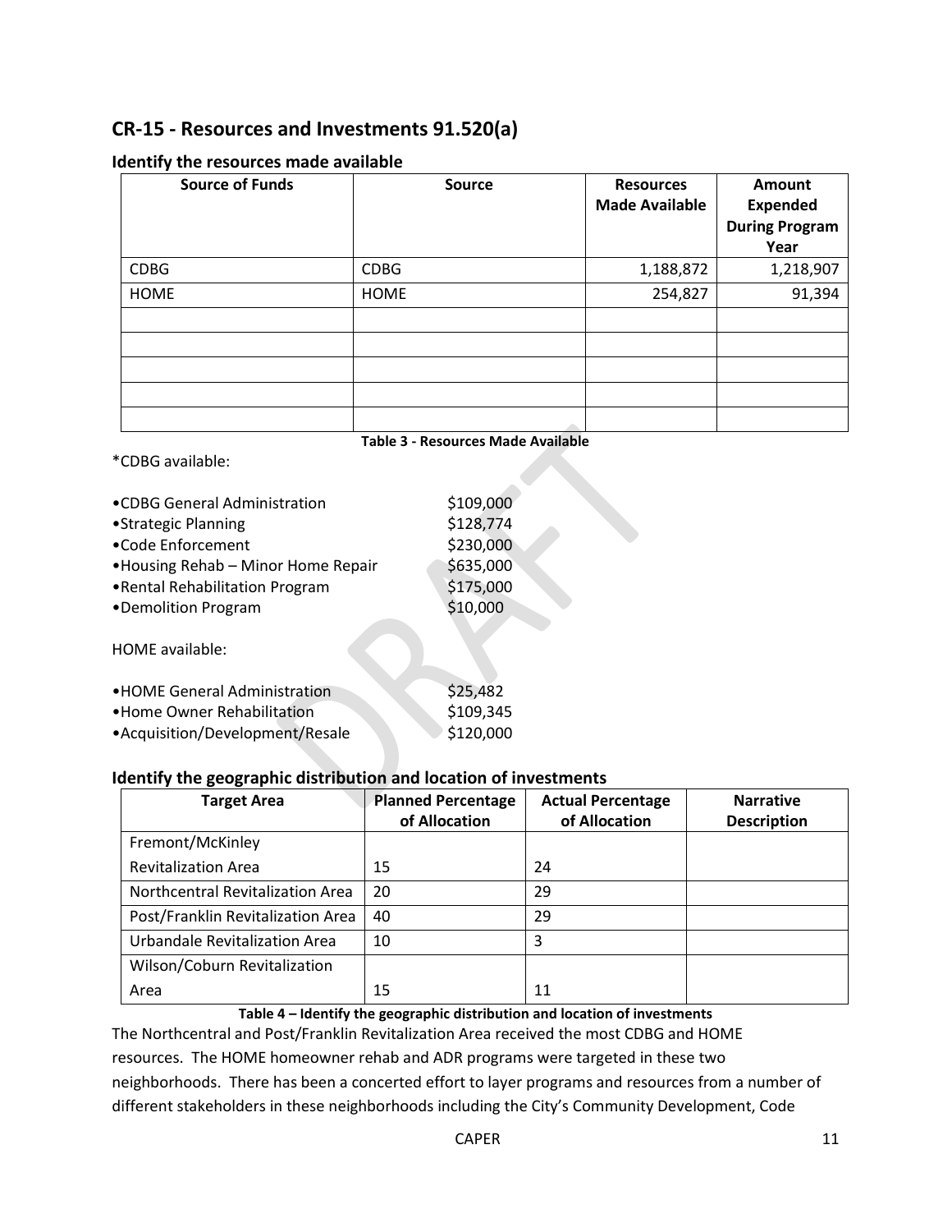## CR-15 - Resources and Investments 91.520(a)

### Identify the resources made available

| Source of Funds | Source | Resources Made Available | Amount Expended During Program Year |
|---|---|---|---|
| CDBG | CDBG | 1,188,872 | 1,218,907 |
| HOME | HOME | 254,827 | 91,394 |
| | | | |
| | | | |
| | | | |
| | | | |
| | | | |

**Table 3 - Resources Made Available**

*CDBG available:

- •CDBG General Administration $109,000
- •Strategic Planning $128,774
- •Code Enforcement $230,000
- •Housing Rehab – Minor Home Repair $635,000
- •Rental Rehabilitation Program $175,000
- •Demolition Program $10,000

HOME available:

- •HOME General Administration $25,482
- •Home Owner Rehabilitation $109,345
- •Acquisition/Development/Resale $120,000

### Identify the geographic distribution and location of investments

| Target Area | Planned Percentage of Allocation | Actual Percentage of Allocation | Narrative Description |
|---|---|---|---|
| Fremont/McKinley Revitalization Area | 15 | 24 | |
| Northcentral Revitalization Area | 20 | 29 | |
| Post/Franklin Revitalization Area | 40 | 29 | |
| Urbandale Revitalization Area | 10 | 3 | |
| Wilson/Coburn Revitalization Area | 15 | 11 | |

**Table 4 – Identify the geographic distribution and location of investments**

The Northcentral and Post/Franklin Revitalization Area received the most CDBG and HOME resources. The HOME homeowner rehab and ADR programs were targeted in these two neighborhoods. There has been a concerted effort to layer programs and resources from a number of different stakeholders in these neighborhoods including the City's Community Development, Code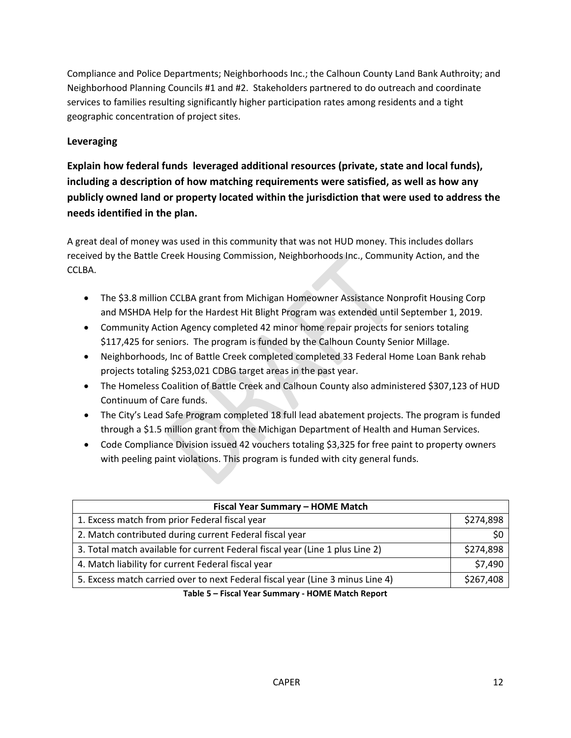Compliance and Police Departments; Neighborhoods Inc.; the Calhoun County Land Bank Authroity; and Neighborhood Planning Councils #1 and #2. Stakeholders partnered to do outreach and coordinate services to families resulting significantly higher participation rates among residents and a tight geographic concentration of project sites.

### Leveraging

**Explain how federal funds leveraged additional resources (private, state and local funds), including a description of how matching requirements were satisfied, as well as how any publicly owned land or property located within the jurisdiction that were used to address the needs identified in the plan.**

A great deal of money was used in this community that was not HUD money. This includes dollars received by the Battle Creek Housing Commission, Neighborhoods Inc., Community Action, and the CCLBA.

- The $3.8 million CCLBA grant from Michigan Homeowner Assistance Nonprofit Housing Corp and MSHDA Help for the Hardest Hit Blight Program was extended until September 1, 2019.
- Community Action Agency completed 42 minor home repair projects for seniors totaling $117,425 for seniors. The program is funded by the Calhoun County Senior Millage.
- Neighborhoods, Inc of Battle Creek completed completed 33 Federal Home Loan Bank rehab projects totaling $253,021 CDBG target areas in the past year.
- The Homeless Coalition of Battle Creek and Calhoun County also administered $307,123 of HUD Continuum of Care funds.
- The City's Lead Safe Program completed 18 full lead abatement projects. The program is funded through a $1.5 million grant from the Michigan Department of Health and Human Services.
- Code Compliance Division issued 42 vouchers totaling $3,325 for free paint to property owners with peeling paint violations. This program is funded with city general funds.

| Fiscal Year Summary – HOME Match | |
|---|---|
| 1. Excess match from prior Federal fiscal year | $274,898 |
| 2. Match contributed during current Federal fiscal year | $0 |
| 3. Total match available for current Federal fiscal year (Line 1 plus Line 2) | $274,898 |
| 4. Match liability for current Federal fiscal year | $7,490 |
| 5. Excess match carried over to next Federal fiscal year (Line 3 minus Line 4) | $267,408 |

**Table 5 – Fiscal Year Summary - HOME Match Report**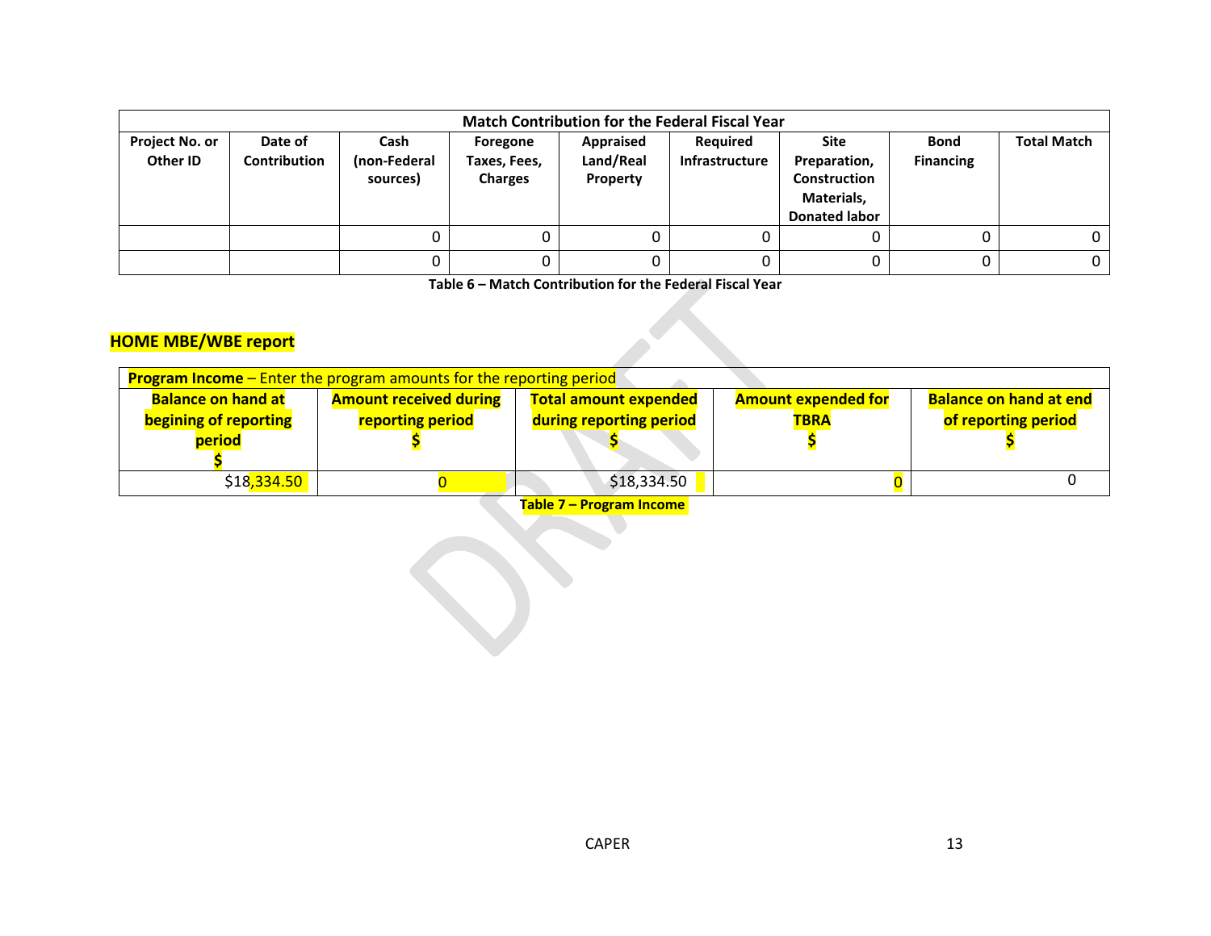| Match Contribution for the Federal Fiscal Year | | | | | | | | |
|---|---|---|---|---|---|---|---|---|
| Project No. or Other ID | Date of Contribution | Cash (non-Federal sources) | Foregone Taxes, Fees, Charges | Appraised Land/Real Property | Required Infrastructure | Site Preparation, Construction Materials, Donated labor | Bond Financing | Total Match |
| | | 0 | 0 | 0 | 0 | 0 | 0 | 0 |
| | | 0 | 0 | 0 | 0 | 0 | 0 | 0 |

**Table 6 – Match Contribution for the Federal Fiscal Year**

## HOME MBE/WBE report

| **Program Income** – Enter the program amounts for the reporting period | | | | |
|---|---|---|---|---|
| **Balance on hand at begining of reporting period $** | **Amount received during reporting period $** | **Total amount expended during reporting period $** | **Amount expended for TBRA $** | **Balance on hand at end of reporting period $** |
| $18,334.50 | 0 | $18,334.50 | 0 | 0 |

**Table 7 – Program Income**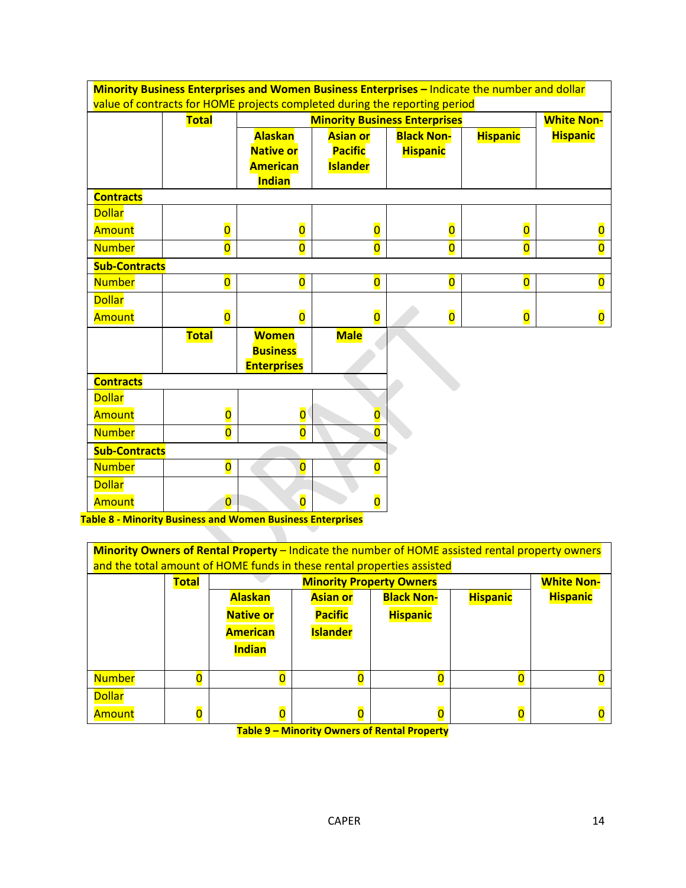| **Minority Business Enterprises and Women Business Enterprises –** Indicate the number and dollar value of contracts for HOME projects completed during the reporting period | | | | | | |
|---|---|---|---|---|---|---|
| | **Total** | **Minority Business Enterprises** | | | | **White Non-Hispanic** |
| | | **Alaskan Native or American Indian** | **Asian or Pacific Islander** | **Black Non-Hispanic** | **Hispanic** | |
| **Contracts** | | | | | | |
| Dollar Amount | 0 | 0 | 0 | 0 | 0 | 0 |
| Number | 0 | 0 | 0 | 0 | 0 | 0 |
| **Sub-Contracts** | | | | | | |
| Number | 0 | 0 | 0 | 0 | 0 | 0 |
| Dollar Amount | 0 | 0 | 0 | 0 | 0 | 0 |

| | **Total** | **Women Business Enterprises** | **Male** |
|---|---|---|---|
| **Contracts** | | | |
| Dollar Amount | 0 | 0 | 0 |
| Number | 0 | 0 | 0 |
| **Sub-Contracts** | | | |
| Number | 0 | 0 | 0 |
| Dollar Amount | 0 | 0 | 0 |

**Table 8 - Minority Business and Women Business Enterprises**

| **Minority Owners of Rental Property** – Indicate the number of HOME assisted rental property owners and the total amount of HOME funds in these rental properties assisted | | | | | | |
|---|---|---|---|---|---|---|
| | **Total** | **Minority Property Owners** | | | | **White Non-Hispanic** |
| | | **Alaskan Native or American Indian** | **Asian or Pacific Islander** | **Black Non-Hispanic** | **Hispanic** | |
| Number | 0 | 0 | 0 | 0 | 0 | 0 |
| Dollar Amount | 0 | 0 | 0 | 0 | 0 | 0 |

**Table 9 – Minority Owners of Rental Property**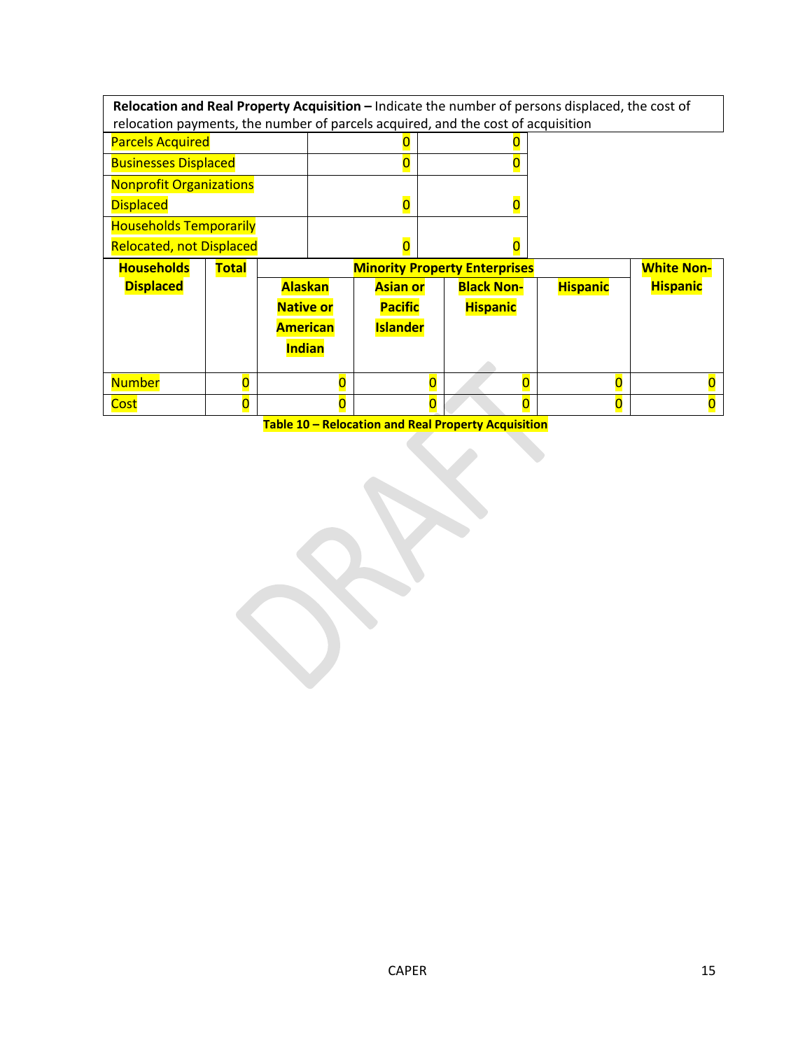| **Relocation and Real Property Acquisition –** Indicate the number of persons displaced, the cost of relocation payments, the number of parcels acquired, and the cost of acquisition | | |
|---|---|---|
| Parcels Acquired | 0 | 0 |
| Businesses Displaced | 0 | 0 |
| Nonprofit Organizations Displaced | 0 | 0 |
| Households Temporarily Relocated, not Displaced | 0 | 0 |

| **Households Displaced** | **Total** | **Minority Property Enterprises** | | | | **White Non-Hispanic** |
|---|---|---|---|---|---|---|
| | | **Alaskan Native or American Indian** | **Asian or Pacific Islander** | **Black Non-Hispanic** | **Hispanic** | |
| Number | 0 | 0 | 0 | 0 | 0 | 0 |
| Cost | 0 | 0 | 0 | 0 | 0 | 0 |

**Table 10 – Relocation and Real Property Acquisition**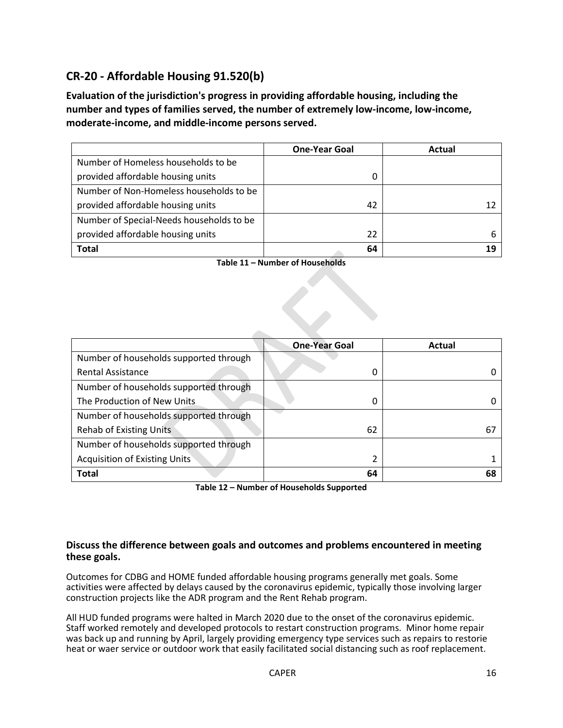## CR-20 - Affordable Housing 91.520(b)

**Evaluation of the jurisdiction's progress in providing affordable housing, including the number and types of families served, the number of extremely low-income, low-income, moderate-income, and middle-income persons served.**

| | One-Year Goal | Actual |
|---|---|---|
| Number of Homeless households to be provided affordable housing units | 0 | |
| Number of Non-Homeless households to be provided affordable housing units | 42 | 12 |
| Number of Special-Needs households to be provided affordable housing units | 22 | 6 |
| **Total** | **64** | **19** |

**Table 11 – Number of Households**

| | One-Year Goal | Actual |
|---|---|---|
| Number of households supported through Rental Assistance | 0 | 0 |
| Number of households supported through The Production of New Units | 0 | 0 |
| Number of households supported through Rehab of Existing Units | 62 | 67 |
| Number of households supported through Acquisition of Existing Units | 2 | 1 |
| **Total** | **64** | **68** |

**Table 12 – Number of Households Supported**

**Discuss the difference between goals and outcomes and problems encountered in meeting these goals.**

Outcomes for CDBG and HOME funded affordable housing programs generally met goals. Some activities were affected by delays caused by the coronavirus epidemic, typically those involving larger construction projects like the ADR program and the Rent Rehab program.

All HUD funded programs were halted in March 2020 due to the onset of the coronavirus epidemic. Staff worked remotely and developed protocols to restart construction programs. Minor home repair was back up and running by April, largely providing emergency type services such as repairs to restorie heat or waer service or outdoor work that easily facilitated social distancing such as roof replacement.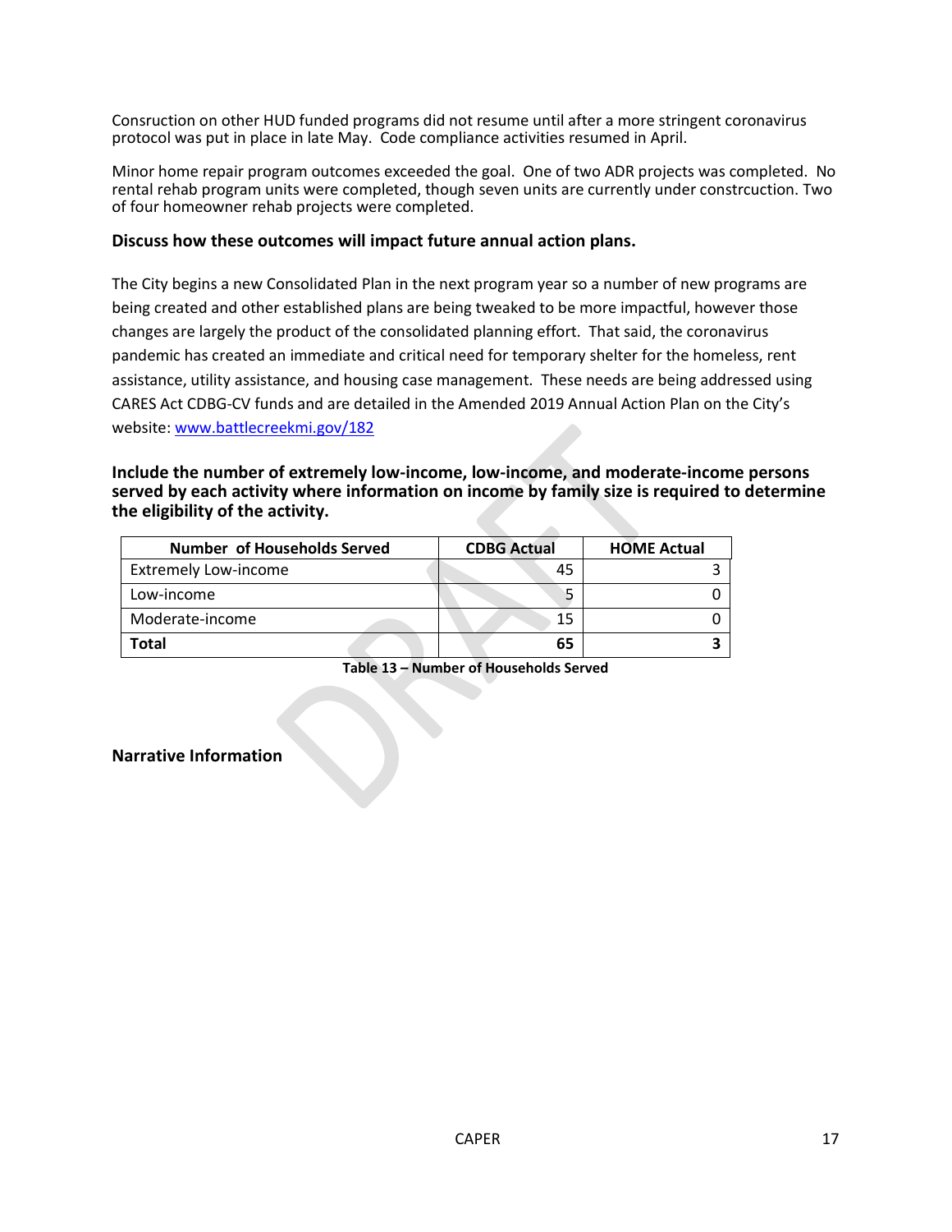Consruction on other HUD funded programs did not resume until after a more stringent coronavirus protocol was put in place in late May. Code compliance activities resumed in April.

Minor home repair program outcomes exceeded the goal. One of two ADR projects was completed. No rental rehab program units were completed, though seven units are currently under constrcuction. Two of four homeowner rehab projects were completed.

**Discuss how these outcomes will impact future annual action plans.**

The City begins a new Consolidated Plan in the next program year so a number of new programs are being created and other established plans are being tweaked to be more impactful, however those changes are largely the product of the consolidated planning effort. That said, the coronavirus pandemic has created an immediate and critical need for temporary shelter for the homeless, rent assistance, utility assistance, and housing case management. These needs are being addressed using CARES Act CDBG-CV funds and are detailed in the Amended 2019 Annual Action Plan on the City's website: [www.battlecreekmi.gov/182](www.battlecreekmi.gov/182)

**Include the number of extremely low-income, low-income, and moderate-income persons served by each activity where information on income by family size is required to determine the eligibility of the activity.**

| Number of Households Served | CDBG Actual | HOME Actual |
|---|---|---|
| Extremely Low-income | 45 | 3 |
| Low-income | 5 | 0 |
| Moderate-income | 15 | 0 |
| **Total** | **65** | **3** |

**Table 13 – Number of Households Served**

**Narrative Information**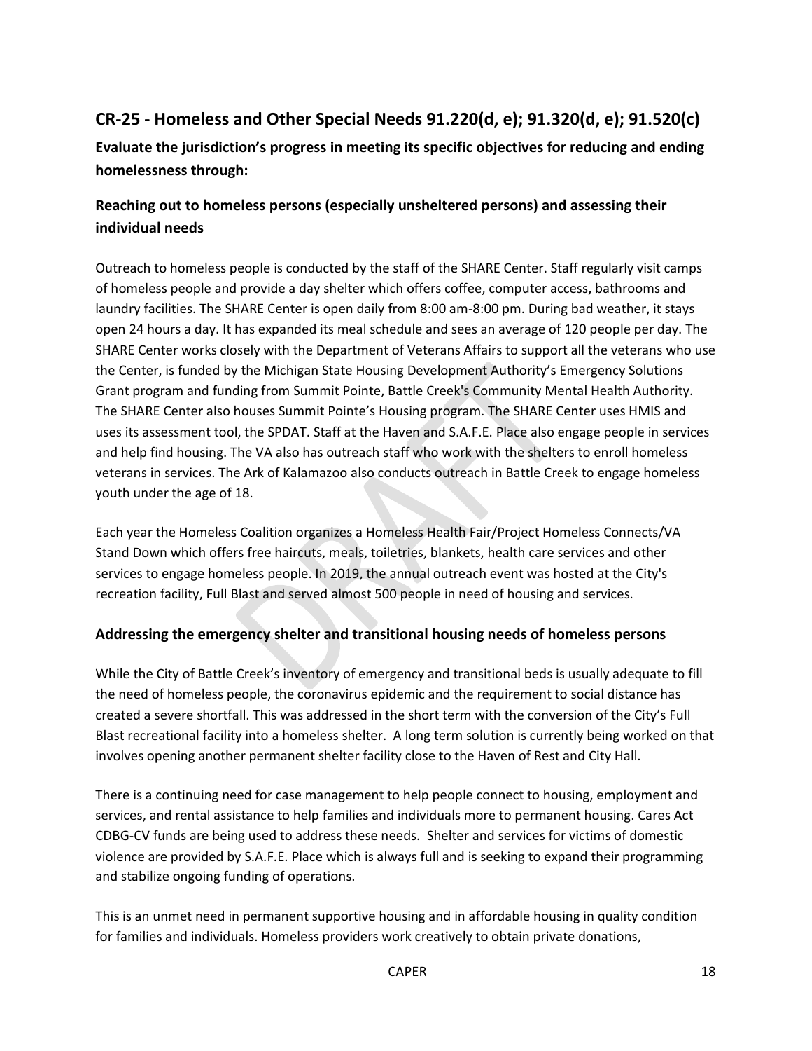## CR-25 - Homeless and Other Special Needs 91.220(d, e); 91.320(d, e); 91.520(c)

**Evaluate the jurisdiction's progress in meeting its specific objectives for reducing and ending homelessness through:**

### Reaching out to homeless persons (especially unsheltered persons) and assessing their individual needs

Outreach to homeless people is conducted by the staff of the SHARE Center. Staff regularly visit camps of homeless people and provide a day shelter which offers coffee, computer access, bathrooms and laundry facilities. The SHARE Center is open daily from 8:00 am-8:00 pm. During bad weather, it stays open 24 hours a day. It has expanded its meal schedule and sees an average of 120 people per day. The SHARE Center works closely with the Department of Veterans Affairs to support all the veterans who use the Center, is funded by the Michigan State Housing Development Authority's Emergency Solutions Grant program and funding from Summit Pointe, Battle Creek's Community Mental Health Authority. The SHARE Center also houses Summit Pointe's Housing program. The SHARE Center uses HMIS and uses its assessment tool, the SPDAT. Staff at the Haven and S.A.F.E. Place also engage people in services and help find housing. The VA also has outreach staff who work with the shelters to enroll homeless veterans in services. The Ark of Kalamazoo also conducts outreach in Battle Creek to engage homeless youth under the age of 18.

Each year the Homeless Coalition organizes a Homeless Health Fair/Project Homeless Connects/VA Stand Down which offers free haircuts, meals, toiletries, blankets, health care services and other services to engage homeless people. In 2019, the annual outreach event was hosted at the City's recreation facility, Full Blast and served almost 500 people in need of housing and services.

### Addressing the emergency shelter and transitional housing needs of homeless persons

While the City of Battle Creek's inventory of emergency and transitional beds is usually adequate to fill the need of homeless people, the coronavirus epidemic and the requirement to social distance has created a severe shortfall. This was addressed in the short term with the conversion of the City's Full Blast recreational facility into a homeless shelter. A long term solution is currently being worked on that involves opening another permanent shelter facility close to the Haven of Rest and City Hall.

There is a continuing need for case management to help people connect to housing, employment and services, and rental assistance to help families and individuals more to permanent housing. Cares Act CDBG-CV funds are being used to address these needs. Shelter and services for victims of domestic violence are provided by S.A.F.E. Place which is always full and is seeking to expand their programming and stabilize ongoing funding of operations.

This is an unmet need in permanent supportive housing and in affordable housing in quality condition for families and individuals. Homeless providers work creatively to obtain private donations,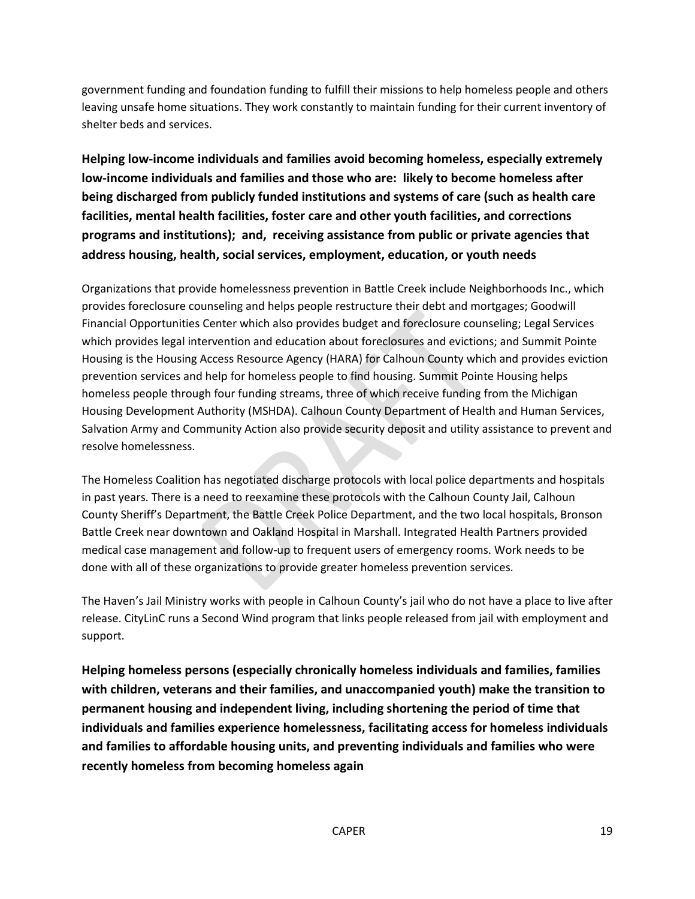government funding and foundation funding to fulfill their missions to help homeless people and others leaving unsafe home situations. They work constantly to maintain funding for their current inventory of shelter beds and services.

### Helping low-income individuals and families avoid becoming homeless, especially extremely low-income individuals and families and those who are: likely to become homeless after being discharged from publicly funded institutions and systems of care (such as health care facilities, mental health facilities, foster care and other youth facilities, and corrections programs and institutions); and, receiving assistance from public or private agencies that address housing, health, social services, employment, education, or youth needs

Organizations that provide homelessness prevention in Battle Creek include Neighborhoods Inc., which provides foreclosure counseling and helps people restructure their debt and mortgages; Goodwill Financial Opportunities Center which also provides budget and foreclosure counseling; Legal Services which provides legal intervention and education about foreclosures and evictions; and Summit Pointe Housing is the Housing Access Resource Agency (HARA) for Calhoun County which and provides eviction prevention services and help for homeless people to find housing. Summit Pointe Housing helps homeless people through four funding streams, three of which receive funding from the Michigan Housing Development Authority (MSHDA). Calhoun County Department of Health and Human Services, Salvation Army and Community Action also provide security deposit and utility assistance to prevent and resolve homelessness.

The Homeless Coalition has negotiated discharge protocols with local police departments and hospitals in past years. There is a need to reexamine these protocols with the Calhoun County Jail, Calhoun County Sheriff's Department, the Battle Creek Police Department, and the two local hospitals, Bronson Battle Creek near downtown and Oakland Hospital in Marshall. Integrated Health Partners provided medical case management and follow-up to frequent users of emergency rooms. Work needs to be done with all of these organizations to provide greater homeless prevention services.

The Haven's Jail Ministry works with people in Calhoun County's jail who do not have a place to live after release. CityLinC runs a Second Wind program that links people released from jail with employment and support.

### Helping homeless persons (especially chronically homeless individuals and families, families with children, veterans and their families, and unaccompanied youth) make the transition to permanent housing and independent living, including shortening the period of time that individuals and families experience homelessness, facilitating access for homeless individuals and families to affordable housing units, and preventing individuals and families who were recently homeless from becoming homeless again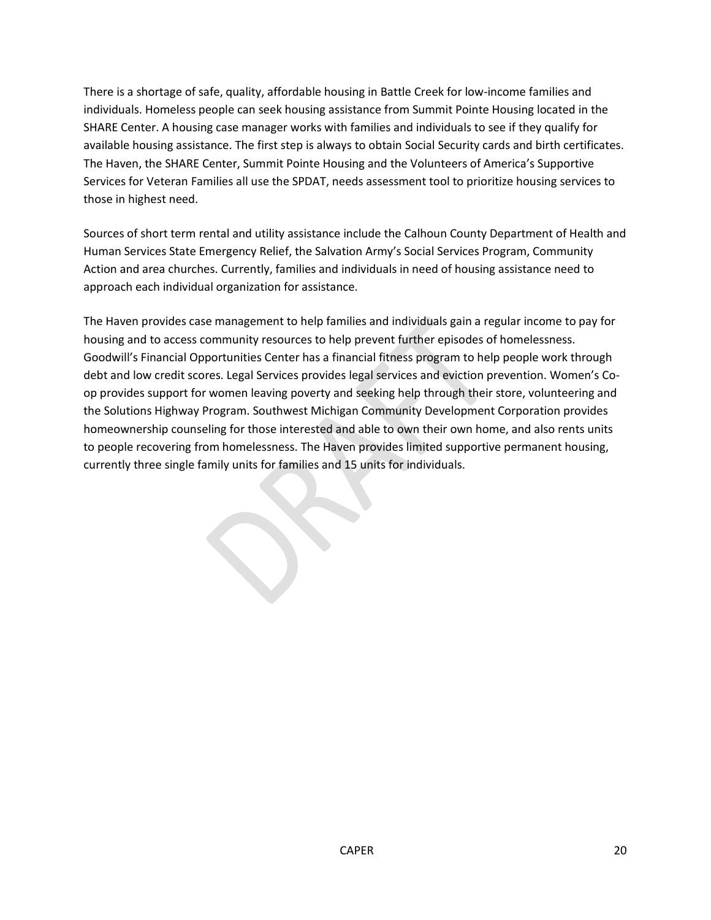There is a shortage of safe, quality, affordable housing in Battle Creek for low-income families and individuals. Homeless people can seek housing assistance from Summit Pointe Housing located in the SHARE Center. A housing case manager works with families and individuals to see if they qualify for available housing assistance. The first step is always to obtain Social Security cards and birth certificates. The Haven, the SHARE Center, Summit Pointe Housing and the Volunteers of America's Supportive Services for Veteran Families all use the SPDAT, needs assessment tool to prioritize housing services to those in highest need.

Sources of short term rental and utility assistance include the Calhoun County Department of Health and Human Services State Emergency Relief, the Salvation Army's Social Services Program, Community Action and area churches. Currently, families and individuals in need of housing assistance need to approach each individual organization for assistance.

The Haven provides case management to help families and individuals gain a regular income to pay for housing and to access community resources to help prevent further episodes of homelessness. Goodwill's Financial Opportunities Center has a financial fitness program to help people work through debt and low credit scores. Legal Services provides legal services and eviction prevention. Women's Co-op provides support for women leaving poverty and seeking help through their store, volunteering and the Solutions Highway Program. Southwest Michigan Community Development Corporation provides homeownership counseling for those interested and able to own their own home, and also rents units to people recovering from homelessness. The Haven provides limited supportive permanent housing, currently three single family units for families and 15 units for individuals.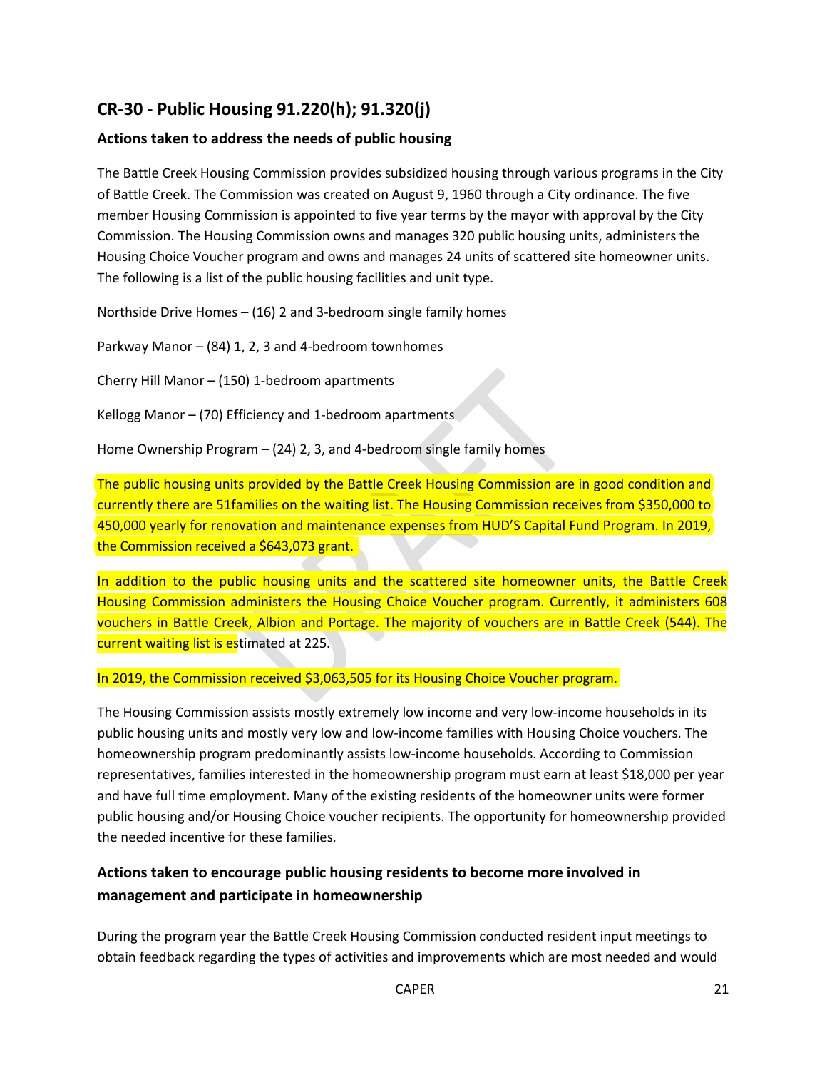## CR-30 - Public Housing 91.220(h); 91.320(j)

### Actions taken to address the needs of public housing

The Battle Creek Housing Commission provides subsidized housing through various programs in the City of Battle Creek. The Commission was created on August 9, 1960 through a City ordinance. The five member Housing Commission is appointed to five year terms by the mayor with approval by the City Commission. The Housing Commission owns and manages 320 public housing units, administers the Housing Choice Voucher program and owns and manages 24 units of scattered site homeowner units. The following is a list of the public housing facilities and unit type.

Northside Drive Homes – (16) 2 and 3-bedroom single family homes

Parkway Manor – (84) 1, 2, 3 and 4-bedroom townhomes

Cherry Hill Manor – (150) 1-bedroom apartments

Kellogg Manor – (70) Efficiency and 1-bedroom apartments

Home Ownership Program – (24) 2, 3, and 4-bedroom single family homes

The public housing units provided by the Battle Creek Housing Commission are in good condition and currently there are 51families on the waiting list. The Housing Commission receives from $350,000 to 450,000 yearly for renovation and maintenance expenses from HUD'S Capital Fund Program. In 2019, the Commission received a $643,073 grant.

In addition to the public housing units and the scattered site homeowner units, the Battle Creek Housing Commission administers the Housing Choice Voucher program. Currently, it administers 608 vouchers in Battle Creek, Albion and Portage. The majority of vouchers are in Battle Creek (544). The current waiting list is estimated at 225.

In 2019, the Commission received $3,063,505 for its Housing Choice Voucher program.

The Housing Commission assists mostly extremely low income and very low-income households in its public housing units and mostly very low and low-income families with Housing Choice vouchers. The homeownership program predominantly assists low-income households. According to Commission representatives, families interested in the homeownership program must earn at least $18,000 per year and have full time employment. Many of the existing residents of the homeowner units were former public housing and/or Housing Choice voucher recipients. The opportunity for homeownership provided the needed incentive for these families.

### Actions taken to encourage public housing residents to become more involved in management and participate in homeownership

During the program year the Battle Creek Housing Commission conducted resident input meetings to obtain feedback regarding the types of activities and improvements which are most needed and would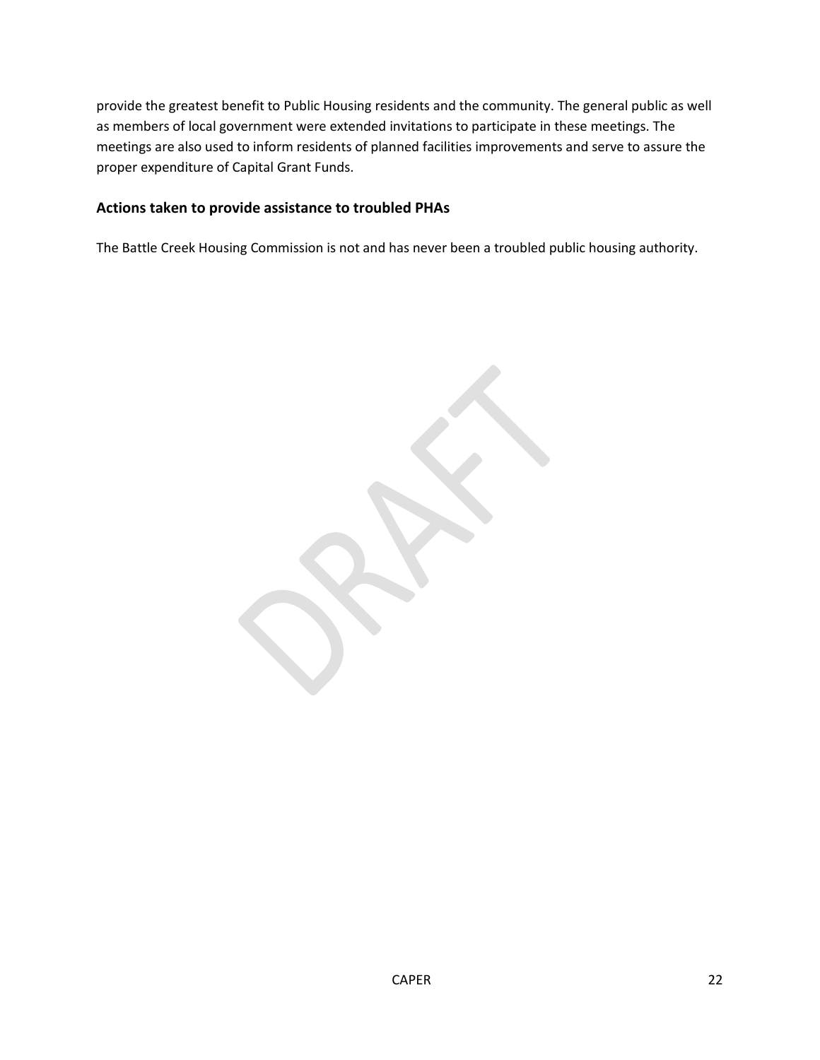provide the greatest benefit to Public Housing residents and the community. The general public as well as members of local government were extended invitations to participate in these meetings. The meetings are also used to inform residents of planned facilities improvements and serve to assure the proper expenditure of Capital Grant Funds.

### Actions taken to provide assistance to troubled PHAs

The Battle Creek Housing Commission is not and has never been a troubled public housing authority.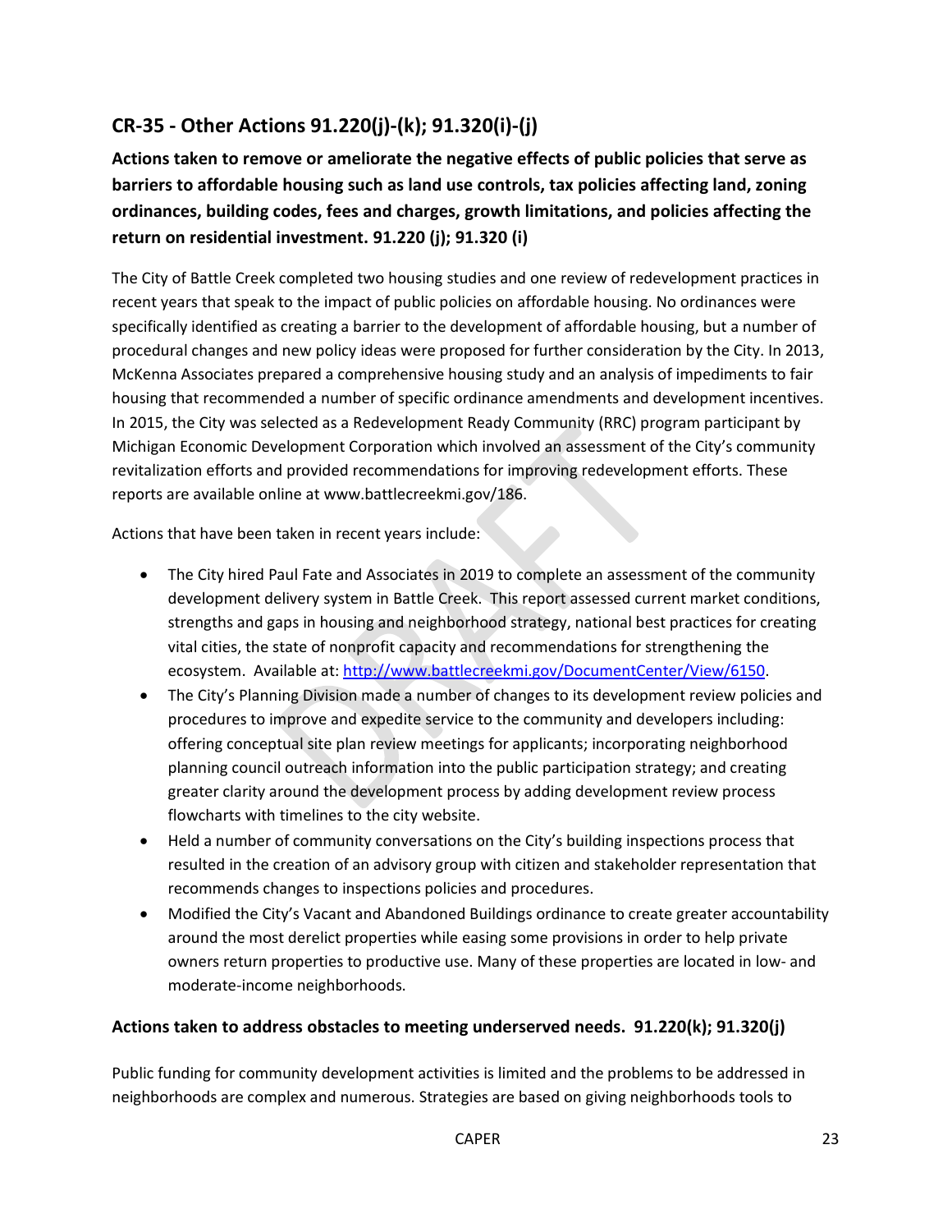## CR-35 - Other Actions 91.220(j)-(k); 91.320(i)-(j)

**Actions taken to remove or ameliorate the negative effects of public policies that serve as barriers to affordable housing such as land use controls, tax policies affecting land, zoning ordinances, building codes, fees and charges, growth limitations, and policies affecting the return on residential investment. 91.220 (j); 91.320 (i)**

The City of Battle Creek completed two housing studies and one review of redevelopment practices in recent years that speak to the impact of public policies on affordable housing. No ordinances were specifically identified as creating a barrier to the development of affordable housing, but a number of procedural changes and new policy ideas were proposed for further consideration by the City. In 2013, McKenna Associates prepared a comprehensive housing study and an analysis of impediments to fair housing that recommended a number of specific ordinance amendments and development incentives. In 2015, the City was selected as a Redevelopment Ready Community (RRC) program participant by Michigan Economic Development Corporation which involved an assessment of the City's community revitalization efforts and provided recommendations for improving redevelopment efforts. These reports are available online at www.battlecreekmi.gov/186.

Actions that have been taken in recent years include:

- The City hired Paul Fate and Associates in 2019 to complete an assessment of the community development delivery system in Battle Creek. This report assessed current market conditions, strengths and gaps in housing and neighborhood strategy, national best practices for creating vital cities, the state of nonprofit capacity and recommendations for strengthening the ecosystem. Available at: http://www.battlecreekmi.gov/DocumentCenter/View/6150.
- The City's Planning Division made a number of changes to its development review policies and procedures to improve and expedite service to the community and developers including: offering conceptual site plan review meetings for applicants; incorporating neighborhood planning council outreach information into the public participation strategy; and creating greater clarity around the development process by adding development review process flowcharts with timelines to the city website.
- Held a number of community conversations on the City's building inspections process that resulted in the creation of an advisory group with citizen and stakeholder representation that recommends changes to inspections policies and procedures.
- Modified the City's Vacant and Abandoned Buildings ordinance to create greater accountability around the most derelict properties while easing some provisions in order to help private owners return properties to productive use. Many of these properties are located in low- and moderate-income neighborhoods.

**Actions taken to address obstacles to meeting underserved needs. 91.220(k); 91.320(j)**

Public funding for community development activities is limited and the problems to be addressed in neighborhoods are complex and numerous. Strategies are based on giving neighborhoods tools to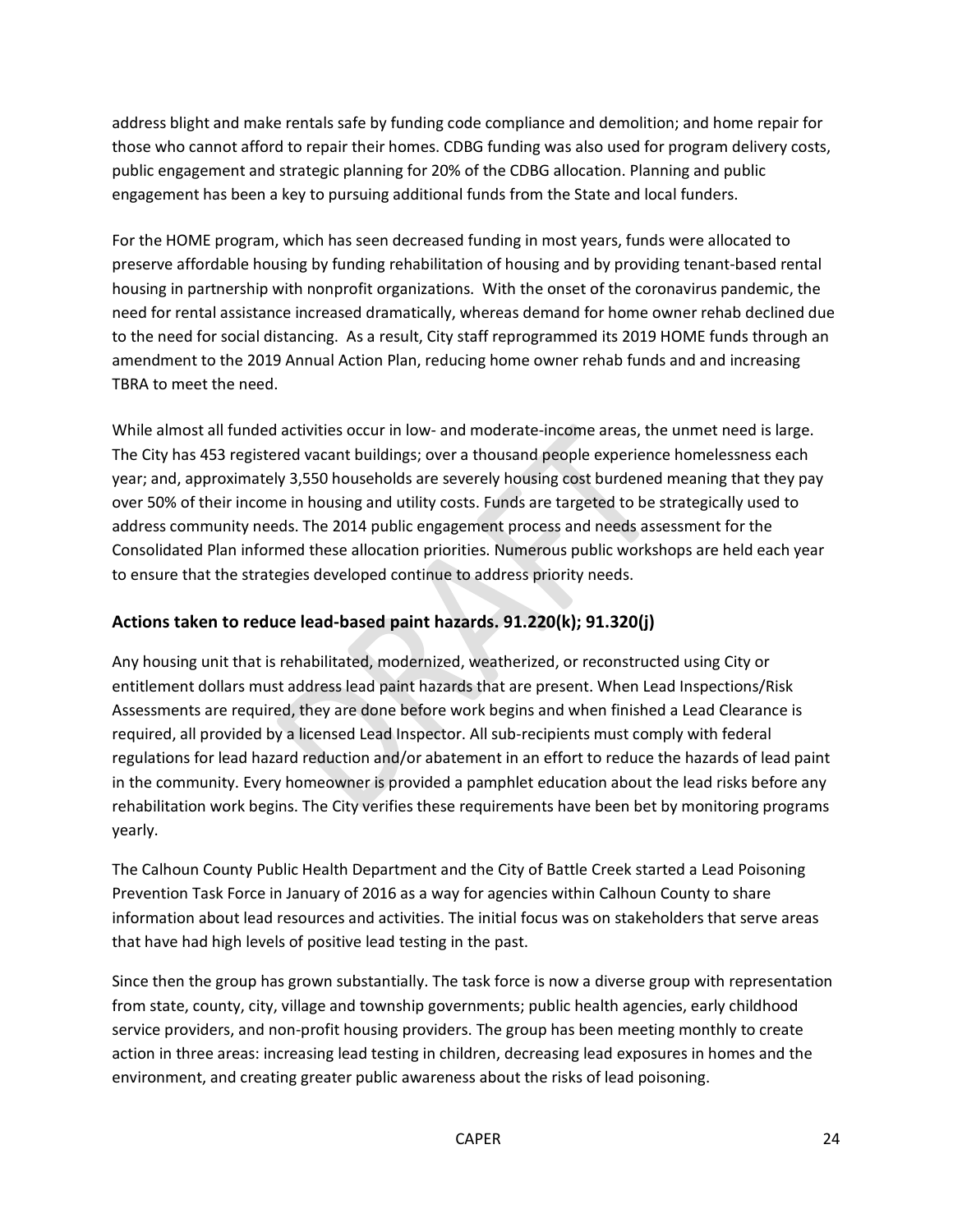address blight and make rentals safe by funding code compliance and demolition; and home repair for those who cannot afford to repair their homes. CDBG funding was also used for program delivery costs, public engagement and strategic planning for 20% of the CDBG allocation. Planning and public engagement has been a key to pursuing additional funds from the State and local funders.

For the HOME program, which has seen decreased funding in most years, funds were allocated to preserve affordable housing by funding rehabilitation of housing and by providing tenant-based rental housing in partnership with nonprofit organizations. With the onset of the coronavirus pandemic, the need for rental assistance increased dramatically, whereas demand for home owner rehab declined due to the need for social distancing. As a result, City staff reprogrammed its 2019 HOME funds through an amendment to the 2019 Annual Action Plan, reducing home owner rehab funds and and increasing TBRA to meet the need.

While almost all funded activities occur in low- and moderate-income areas, the unmet need is large. The City has 453 registered vacant buildings; over a thousand people experience homelessness each year; and, approximately 3,550 households are severely housing cost burdened meaning that they pay over 50% of their income in housing and utility costs. Funds are targeted to be strategically used to address community needs. The 2014 public engagement process and needs assessment for the Consolidated Plan informed these allocation priorities. Numerous public workshops are held each year to ensure that the strategies developed continue to address priority needs.

### Actions taken to reduce lead-based paint hazards. 91.220(k); 91.320(j)

Any housing unit that is rehabilitated, modernized, weatherized, or reconstructed using City or entitlement dollars must address lead paint hazards that are present. When Lead Inspections/Risk Assessments are required, they are done before work begins and when finished a Lead Clearance is required, all provided by a licensed Lead Inspector. All sub-recipients must comply with federal regulations for lead hazard reduction and/or abatement in an effort to reduce the hazards of lead paint in the community. Every homeowner is provided a pamphlet education about the lead risks before any rehabilitation work begins. The City verifies these requirements have been bet by monitoring programs yearly.

The Calhoun County Public Health Department and the City of Battle Creek started a Lead Poisoning Prevention Task Force in January of 2016 as a way for agencies within Calhoun County to share information about lead resources and activities. The initial focus was on stakeholders that serve areas that have had high levels of positive lead testing in the past.

Since then the group has grown substantially. The task force is now a diverse group with representation from state, county, city, village and township governments; public health agencies, early childhood service providers, and non-profit housing providers. The group has been meeting monthly to create action in three areas: increasing lead testing in children, decreasing lead exposures in homes and the environment, and creating greater public awareness about the risks of lead poisoning.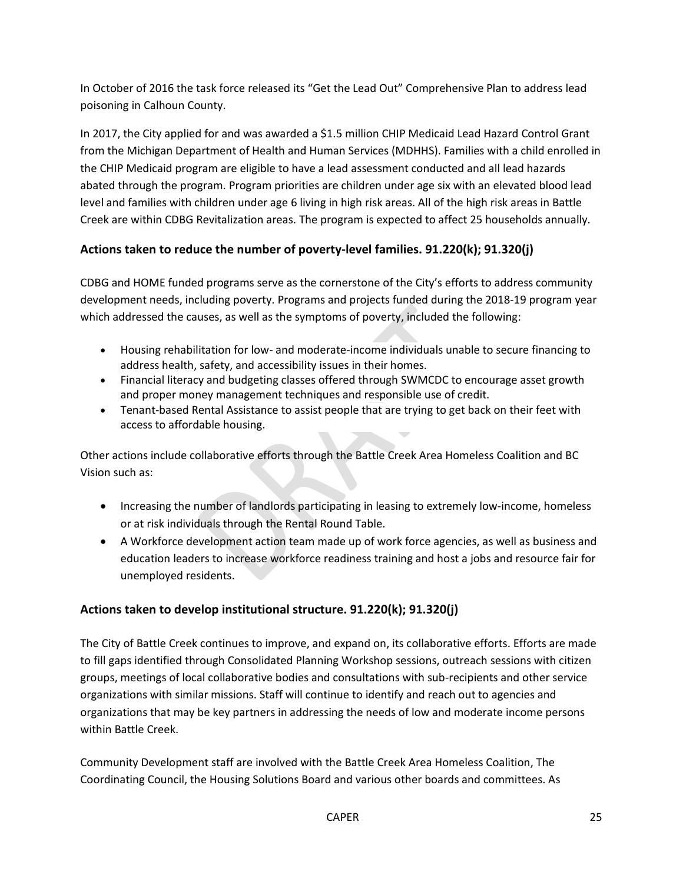In October of 2016 the task force released its "Get the Lead Out" Comprehensive Plan to address lead poisoning in Calhoun County.

In 2017, the City applied for and was awarded a $1.5 million CHIP Medicaid Lead Hazard Control Grant from the Michigan Department of Health and Human Services (MDHHS). Families with a child enrolled in the CHIP Medicaid program are eligible to have a lead assessment conducted and all lead hazards abated through the program. Program priorities are children under age six with an elevated blood lead level and families with children under age 6 living in high risk areas. All of the high risk areas in Battle Creek are within CDBG Revitalization areas. The program is expected to affect 25 households annually.

### Actions taken to reduce the number of poverty-level families. 91.220(k); 91.320(j)

CDBG and HOME funded programs serve as the cornerstone of the City's efforts to address community development needs, including poverty. Programs and projects funded during the 2018-19 program year which addressed the causes, as well as the symptoms of poverty, included the following:

- Housing rehabilitation for low- and moderate-income individuals unable to secure financing to address health, safety, and accessibility issues in their homes.
- Financial literacy and budgeting classes offered through SWMCDC to encourage asset growth and proper money management techniques and responsible use of credit.
- Tenant-based Rental Assistance to assist people that are trying to get back on their feet with access to affordable housing.

Other actions include collaborative efforts through the Battle Creek Area Homeless Coalition and BC Vision such as:

- Increasing the number of landlords participating in leasing to extremely low-income, homeless or at risk individuals through the Rental Round Table.
- A Workforce development action team made up of work force agencies, as well as business and education leaders to increase workforce readiness training and host a jobs and resource fair for unemployed residents.

### Actions taken to develop institutional structure. 91.220(k); 91.320(j)

The City of Battle Creek continues to improve, and expand on, its collaborative efforts. Efforts are made to fill gaps identified through Consolidated Planning Workshop sessions, outreach sessions with citizen groups, meetings of local collaborative bodies and consultations with sub-recipients and other service organizations with similar missions. Staff will continue to identify and reach out to agencies and organizations that may be key partners in addressing the needs of low and moderate income persons within Battle Creek.

Community Development staff are involved with the Battle Creek Area Homeless Coalition, The Coordinating Council, the Housing Solutions Board and various other boards and committees. As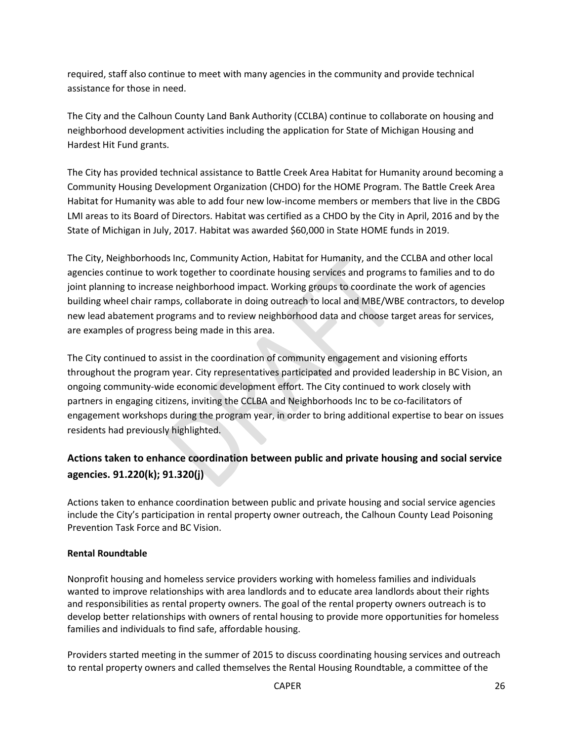required, staff also continue to meet with many agencies in the community and provide technical assistance for those in need.

The City and the Calhoun County Land Bank Authority (CCLBA) continue to collaborate on housing and neighborhood development activities including the application for State of Michigan Housing and Hardest Hit Fund grants.

The City has provided technical assistance to Battle Creek Area Habitat for Humanity around becoming a Community Housing Development Organization (CHDO) for the HOME Program. The Battle Creek Area Habitat for Humanity was able to add four new low-income members or members that live in the CBDG LMI areas to its Board of Directors. Habitat was certified as a CHDO by the City in April, 2016 and by the State of Michigan in July, 2017. Habitat was awarded $60,000 in State HOME funds in 2019.

The City, Neighborhoods Inc, Community Action, Habitat for Humanity, and the CCLBA and other local agencies continue to work together to coordinate housing services and programs to families and to do joint planning to increase neighborhood impact. Working groups to coordinate the work of agencies building wheel chair ramps, collaborate in doing outreach to local and MBE/WBE contractors, to develop new lead abatement programs and to review neighborhood data and choose target areas for services, are examples of progress being made in this area.

The City continued to assist in the coordination of community engagement and visioning efforts throughout the program year. City representatives participated and provided leadership in BC Vision, an ongoing community-wide economic development effort. The City continued to work closely with partners in engaging citizens, inviting the CCLBA and Neighborhoods Inc to be co-facilitators of engagement workshops during the program year, in order to bring additional expertise to bear on issues residents had previously highlighted.

## Actions taken to enhance coordination between public and private housing and social service agencies. 91.220(k); 91.320(j)

Actions taken to enhance coordination between public and private housing and social service agencies include the City's participation in rental property owner outreach, the Calhoun County Lead Poisoning Prevention Task Force and BC Vision.

**Rental Roundtable**

Nonprofit housing and homeless service providers working with homeless families and individuals wanted to improve relationships with area landlords and to educate area landlords about their rights and responsibilities as rental property owners. The goal of the rental property owners outreach is to develop better relationships with owners of rental housing to provide more opportunities for homeless families and individuals to find safe, affordable housing.

Providers started meeting in the summer of 2015 to discuss coordinating housing services and outreach to rental property owners and called themselves the Rental Housing Roundtable, a committee of the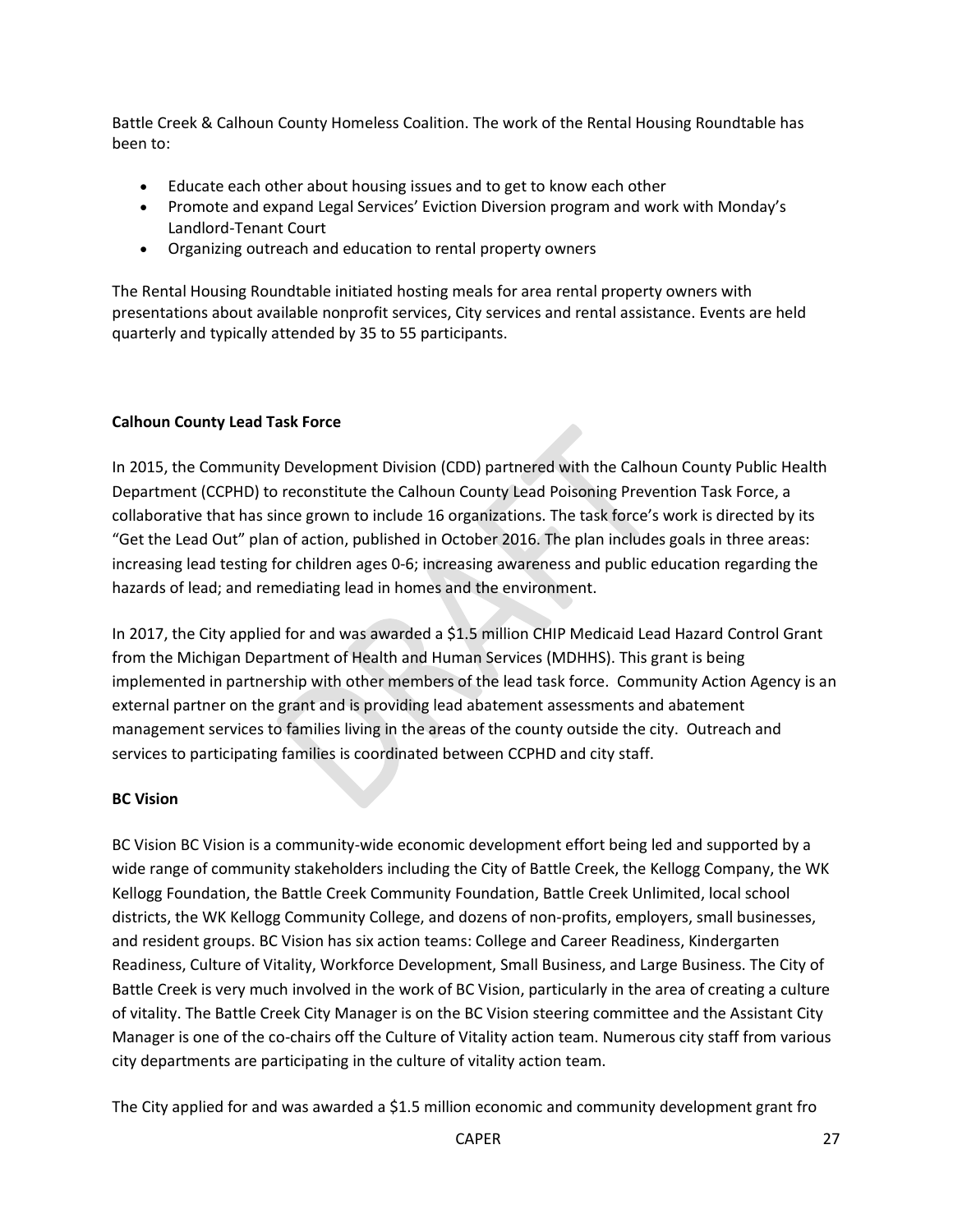Battle Creek & Calhoun County Homeless Coalition. The work of the Rental Housing Roundtable has been to:

- Educate each other about housing issues and to get to know each other
- Promote and expand Legal Services' Eviction Diversion program and work with Monday's Landlord-Tenant Court
- Organizing outreach and education to rental property owners

The Rental Housing Roundtable initiated hosting meals for area rental property owners with presentations about available nonprofit services, City services and rental assistance. Events are held quarterly and typically attended by 35 to 55 participants.

**Calhoun County Lead Task Force**

In 2015, the Community Development Division (CDD) partnered with the Calhoun County Public Health Department (CCPHD) to reconstitute the Calhoun County Lead Poisoning Prevention Task Force, a collaborative that has since grown to include 16 organizations. The task force's work is directed by its "Get the Lead Out" plan of action, published in October 2016. The plan includes goals in three areas: increasing lead testing for children ages 0-6; increasing awareness and public education regarding the hazards of lead; and remediating lead in homes and the environment.

In 2017, the City applied for and was awarded a $1.5 million CHIP Medicaid Lead Hazard Control Grant from the Michigan Department of Health and Human Services (MDHHS). This grant is being implemented in partnership with other members of the lead task force. Community Action Agency is an external partner on the grant and is providing lead abatement assessments and abatement management services to families living in the areas of the county outside the city. Outreach and services to participating families is coordinated between CCPHD and city staff.

**BC Vision**

BC Vision BC Vision is a community-wide economic development effort being led and supported by a wide range of community stakeholders including the City of Battle Creek, the Kellogg Company, the WK Kellogg Foundation, the Battle Creek Community Foundation, Battle Creek Unlimited, local school districts, the WK Kellogg Community College, and dozens of non-profits, employers, small businesses, and resident groups. BC Vision has six action teams: College and Career Readiness, Kindergarten Readiness, Culture of Vitality, Workforce Development, Small Business, and Large Business. The City of Battle Creek is very much involved in the work of BC Vision, particularly in the area of creating a culture of vitality. The Battle Creek City Manager is on the BC Vision steering committee and the Assistant City Manager is one of the co-chairs off the Culture of Vitality action team. Numerous city staff from various city departments are participating in the culture of vitality action team.

The City applied for and was awarded a $1.5 million economic and community development grant fro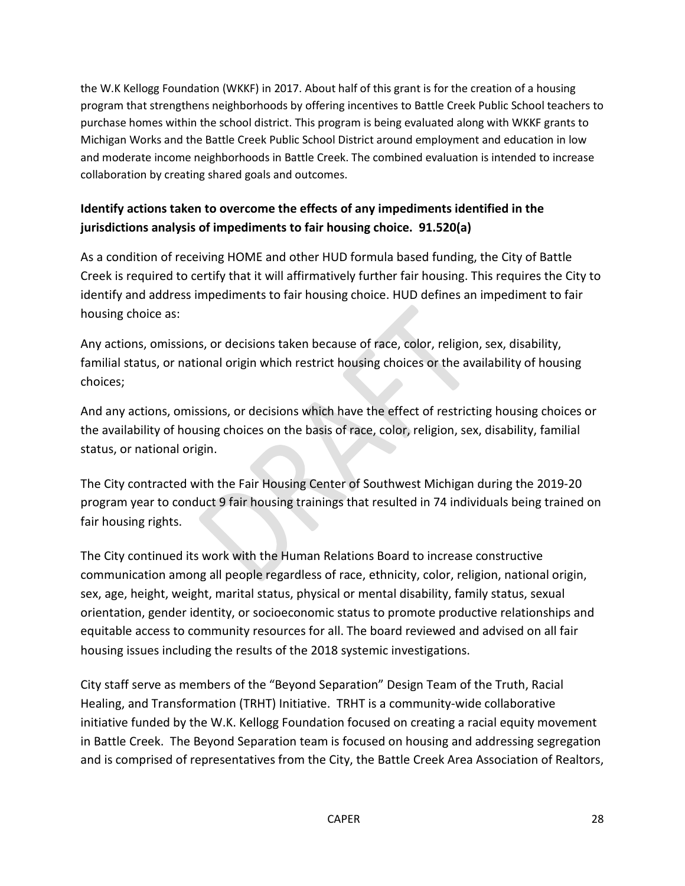the W.K Kellogg Foundation (WKKF) in 2017. About half of this grant is for the creation of a housing program that strengthens neighborhoods by offering incentives to Battle Creek Public School teachers to purchase homes within the school district. This program is being evaluated along with WKKF grants to Michigan Works and the Battle Creek Public School District around employment and education in low and moderate income neighborhoods in Battle Creek. The combined evaluation is intended to increase collaboration by creating shared goals and outcomes.

**Identify actions taken to overcome the effects of any impediments identified in the jurisdictions analysis of impediments to fair housing choice. 91.520(a)**

As a condition of receiving HOME and other HUD formula based funding, the City of Battle Creek is required to certify that it will affirmatively further fair housing. This requires the City to identify and address impediments to fair housing choice. HUD defines an impediment to fair housing choice as:

Any actions, omissions, or decisions taken because of race, color, religion, sex, disability, familial status, or national origin which restrict housing choices or the availability of housing choices;

And any actions, omissions, or decisions which have the effect of restricting housing choices or the availability of housing choices on the basis of race, color, religion, sex, disability, familial status, or national origin.

The City contracted with the Fair Housing Center of Southwest Michigan during the 2019-20 program year to conduct 9 fair housing trainings that resulted in 74 individuals being trained on fair housing rights.

The City continued its work with the Human Relations Board to increase constructive communication among all people regardless of race, ethnicity, color, religion, national origin, sex, age, height, weight, marital status, physical or mental disability, family status, sexual orientation, gender identity, or socioeconomic status to promote productive relationships and equitable access to community resources for all. The board reviewed and advised on all fair housing issues including the results of the 2018 systemic investigations.

City staff serve as members of the "Beyond Separation" Design Team of the Truth, Racial Healing, and Transformation (TRHT) Initiative. TRHT is a community-wide collaborative initiative funded by the W.K. Kellogg Foundation focused on creating a racial equity movement in Battle Creek. The Beyond Separation team is focused on housing and addressing segregation and is comprised of representatives from the City, the Battle Creek Area Association of Realtors,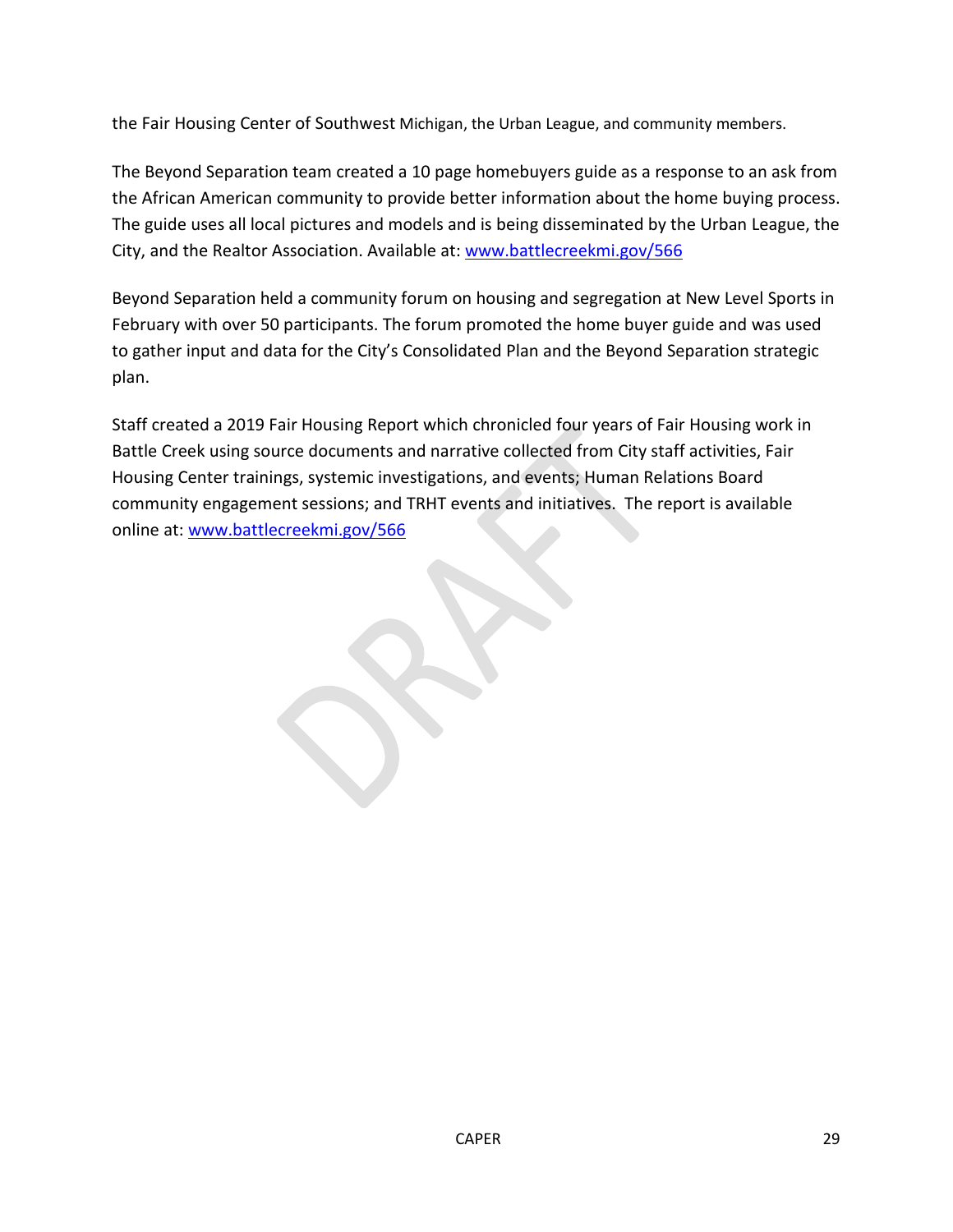the Fair Housing Center of Southwest Michigan, the Urban League, and community members.

The Beyond Separation team created a 10 page homebuyers guide as a response to an ask from the African American community to provide better information about the home buying process. The guide uses all local pictures and models and is being disseminated by the Urban League, the City, and the Realtor Association. Available at: www.battlecreekmi.gov/566

Beyond Separation held a community forum on housing and segregation at New Level Sports in February with over 50 participants. The forum promoted the home buyer guide and was used to gather input and data for the City's Consolidated Plan and the Beyond Separation strategic plan.

Staff created a 2019 Fair Housing Report which chronicled four years of Fair Housing work in Battle Creek using source documents and narrative collected from City staff activities, Fair Housing Center trainings, systemic investigations, and events; Human Relations Board community engagement sessions; and TRHT events and initiatives. The report is available online at: www.battlecreekmi.gov/566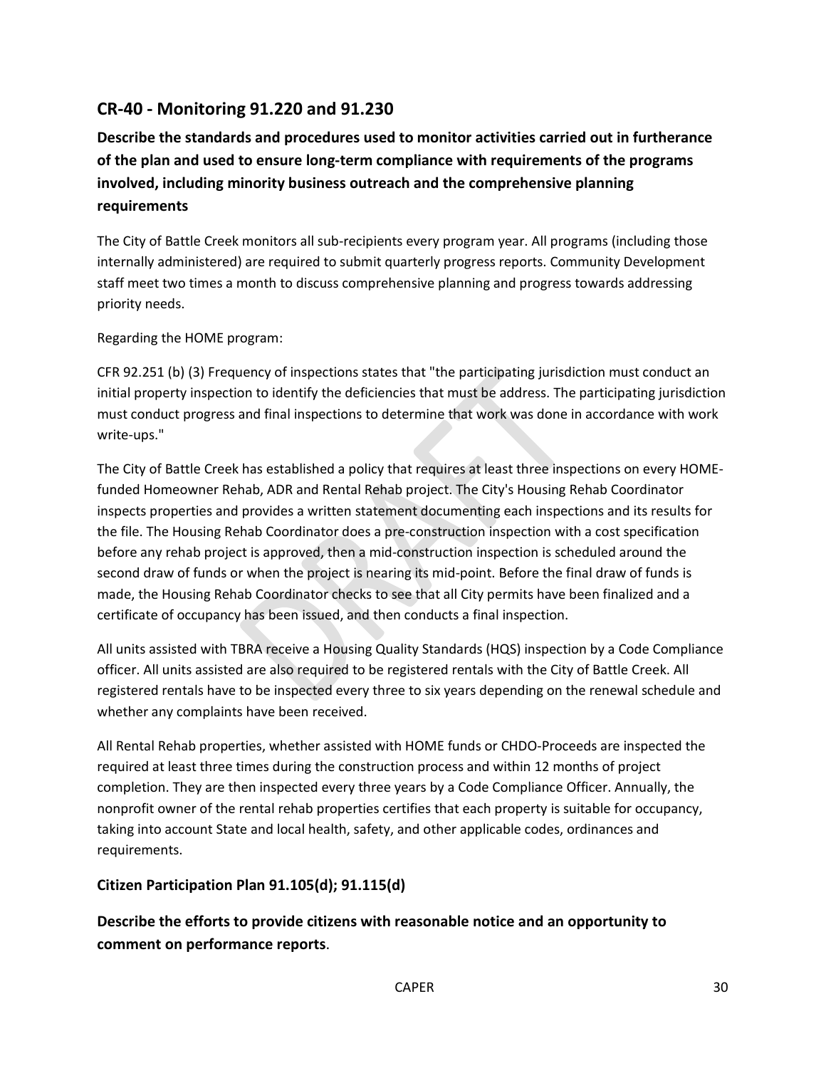## CR-40 - Monitoring 91.220 and 91.230

### Describe the standards and procedures used to monitor activities carried out in furtherance of the plan and used to ensure long-term compliance with requirements of the programs involved, including minority business outreach and the comprehensive planning requirements

The City of Battle Creek monitors all sub-recipients every program year. All programs (including those internally administered) are required to submit quarterly progress reports. Community Development staff meet two times a month to discuss comprehensive planning and progress towards addressing priority needs.

Regarding the HOME program:

CFR 92.251 (b) (3) Frequency of inspections states that "the participating jurisdiction must conduct an initial property inspection to identify the deficiencies that must be address. The participating jurisdiction must conduct progress and final inspections to determine that work was done in accordance with work write-ups."

The City of Battle Creek has established a policy that requires at least three inspections on every HOME-funded Homeowner Rehab, ADR and Rental Rehab project. The City's Housing Rehab Coordinator inspects properties and provides a written statement documenting each inspections and its results for the file. The Housing Rehab Coordinator does a pre-construction inspection with a cost specification before any rehab project is approved, then a mid-construction inspection is scheduled around the second draw of funds or when the project is nearing its mid-point. Before the final draw of funds is made, the Housing Rehab Coordinator checks to see that all City permits have been finalized and a certificate of occupancy has been issued, and then conducts a final inspection.

All units assisted with TBRA receive a Housing Quality Standards (HQS) inspection by a Code Compliance officer. All units assisted are also required to be registered rentals with the City of Battle Creek. All registered rentals have to be inspected every three to six years depending on the renewal schedule and whether any complaints have been received.

All Rental Rehab properties, whether assisted with HOME funds or CHDO-Proceeds are inspected the required at least three times during the construction process and within 12 months of project completion. They are then inspected every three years by a Code Compliance Officer. Annually, the nonprofit owner of the rental rehab properties certifies that each property is suitable for occupancy, taking into account State and local health, safety, and other applicable codes, ordinances and requirements.

### Citizen Participation Plan 91.105(d); 91.115(d)

### Describe the efforts to provide citizens with reasonable notice and an opportunity to comment on performance reports.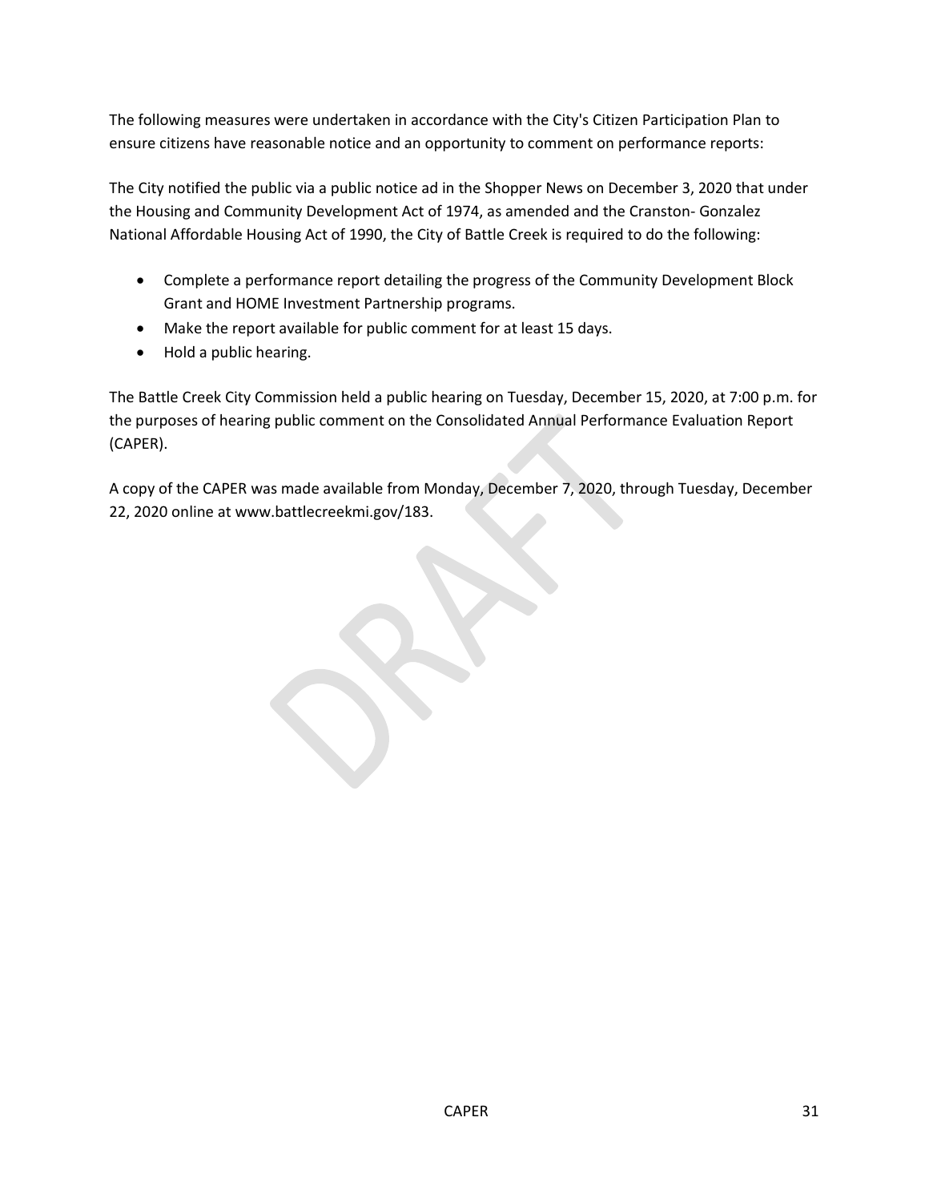The following measures were undertaken in accordance with the City's Citizen Participation Plan to ensure citizens have reasonable notice and an opportunity to comment on performance reports:

The City notified the public via a public notice ad in the Shopper News on December 3, 2020 that under the Housing and Community Development Act of 1974, as amended and the Cranston- Gonzalez National Affordable Housing Act of 1990, the City of Battle Creek is required to do the following:

- Complete a performance report detailing the progress of the Community Development Block Grant and HOME Investment Partnership programs.
- Make the report available for public comment for at least 15 days.
- Hold a public hearing.

The Battle Creek City Commission held a public hearing on Tuesday, December 15, 2020, at 7:00 p.m. for the purposes of hearing public comment on the Consolidated Annual Performance Evaluation Report (CAPER).

A copy of the CAPER was made available from Monday, December 7, 2020, through Tuesday, December 22, 2020 online at www.battlecreekmi.gov/183.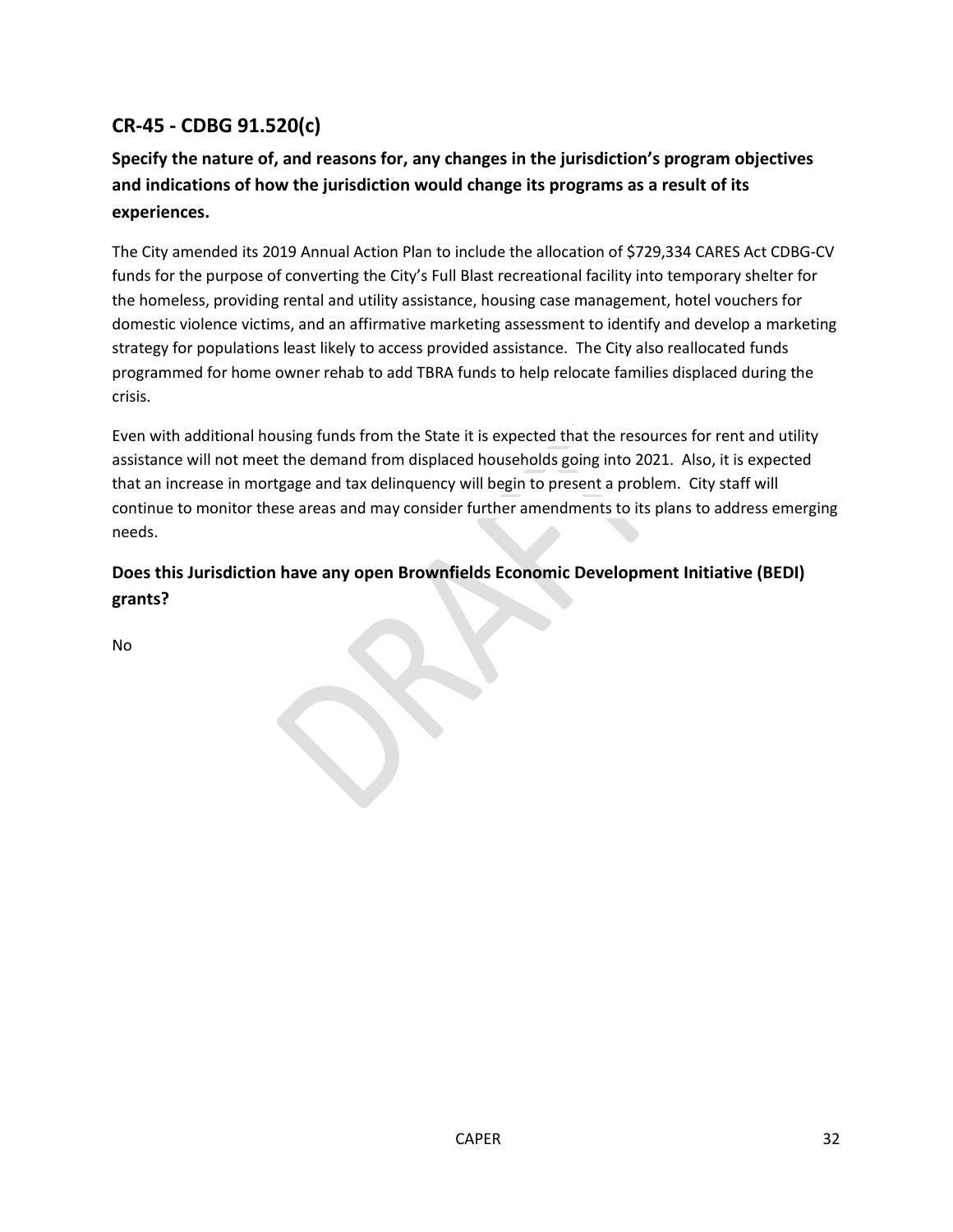## CR-45 - CDBG 91.520(c)

### Specify the nature of, and reasons for, any changes in the jurisdiction's program objectives and indications of how the jurisdiction would change its programs as a result of its experiences.

The City amended its 2019 Annual Action Plan to include the allocation of $729,334 CARES Act CDBG-CV funds for the purpose of converting the City's Full Blast recreational facility into temporary shelter for the homeless, providing rental and utility assistance, housing case management, hotel vouchers for domestic violence victims, and an affirmative marketing assessment to identify and develop a marketing strategy for populations least likely to access provided assistance. The City also reallocated funds programmed for home owner rehab to add TBRA funds to help relocate families displaced during the crisis.

Even with additional housing funds from the State it is expected that the resources for rent and utility assistance will not meet the demand from displaced households going into 2021. Also, it is expected that an increase in mortgage and tax delinquency will begin to present a problem. City staff will continue to monitor these areas and may consider further amendments to its plans to address emerging needs.

### Does this Jurisdiction have any open Brownfields Economic Development Initiative (BEDI) grants?

No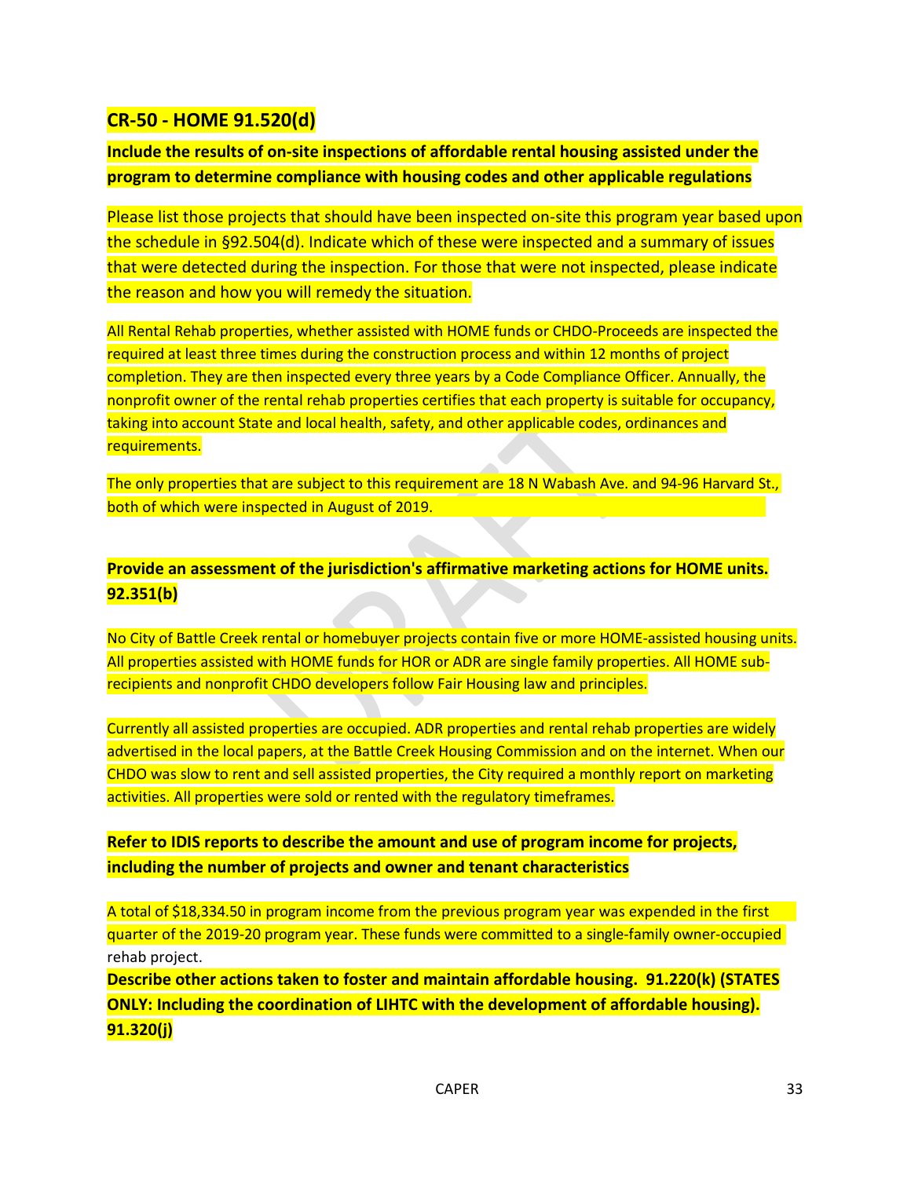## CR-50 - HOME 91.520(d)

**Include the results of on-site inspections of affordable rental housing assisted under the program to determine compliance with housing codes and other applicable regulations**

Please list those projects that should have been inspected on-site this program year based upon the schedule in §92.504(d). Indicate which of these were inspected and a summary of issues that were detected during the inspection. For those that were not inspected, please indicate the reason and how you will remedy the situation.

All Rental Rehab properties, whether assisted with HOME funds or CHDO-Proceeds are inspected the required at least three times during the construction process and within 12 months of project completion. They are then inspected every three years by a Code Compliance Officer. Annually, the nonprofit owner of the rental rehab properties certifies that each property is suitable for occupancy, taking into account State and local health, safety, and other applicable codes, ordinances and requirements.

The only properties that are subject to this requirement are 18 N Wabash Ave. and 94-96 Harvard St., both of which were inspected in August of 2019.

**Provide an assessment of the jurisdiction's affirmative marketing actions for HOME units. 92.351(b)**

No City of Battle Creek rental or homebuyer projects contain five or more HOME-assisted housing units. All properties assisted with HOME funds for HOR or ADR are single family properties. All HOME sub-recipients and nonprofit CHDO developers follow Fair Housing law and principles.

Currently all assisted properties are occupied. ADR properties and rental rehab properties are widely advertised in the local papers, at the Battle Creek Housing Commission and on the internet. When our CHDO was slow to rent and sell assisted properties, the City required a monthly report on marketing activities. All properties were sold or rented with the regulatory timeframes.

**Refer to IDIS reports to describe the amount and use of program income for projects, including the number of projects and owner and tenant characteristics**

A total of $18,334.50 in program income from the previous program year was expended in the first quarter of the 2019-20 program year. These funds were committed to a single-family owner-occupied rehab project.

**Describe other actions taken to foster and maintain affordable housing. 91.220(k) (STATES ONLY: Including the coordination of LIHTC with the development of affordable housing). 91.320(j)**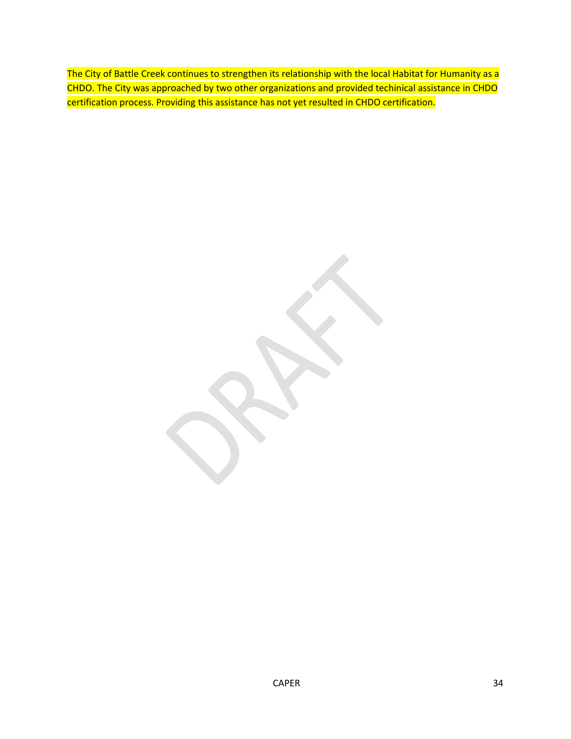The City of Battle Creek continues to strengthen its relationship with the local Habitat for Humanity as a CHDO. The City was approached by two other organizations and provided techinical assistance in CHDO certification process. Providing this assistance has not yet resulted in CHDO certification.